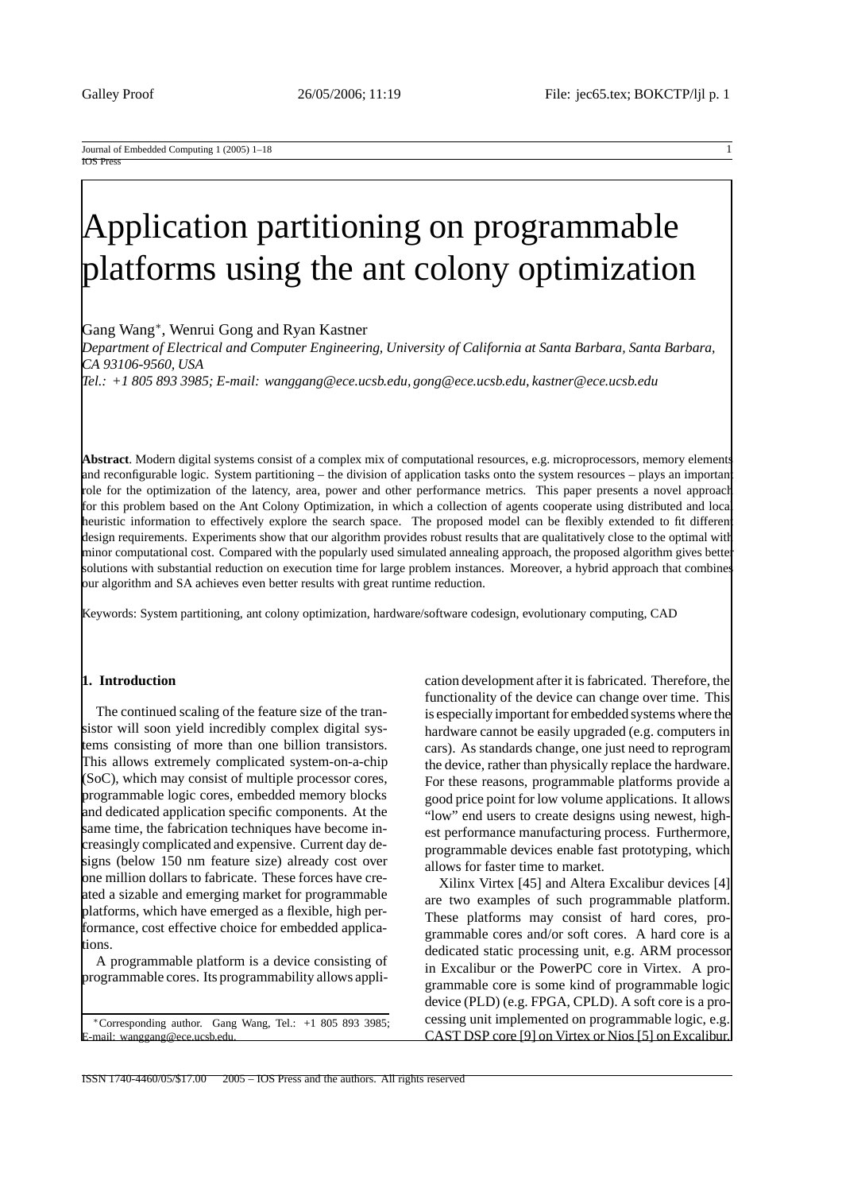# Application partitioning on programmable platforms using the ant colony optimization

Gang Wang[*], Wenrui Gong and Ryan Kastner

*Department of Electrical and Computer Engineering, University of California at Santa Barbara, Santa Barbara, CA 93106-9560, USA*

*Tel.: +1 805 893 3985; E-mail: wanggang@ece.ucsb.edu, gong@ece.ucsb.edu, kastner@ece.ucsb.edu*

**Abstract**. Modern digital systems consist of a complex mix of computational resources, e.g. microprocessors, memory elements and reconfigurable logic. System partitioning – the division of application tasks onto the system resources – plays an important role for the optimization of the latency, area, power and other performance metrics. This paper presents a novel approach for this problem based on the Ant Colony Optimization, in which a collection of agents cooperate using distributed and local heuristic information to effectively explore the search space. The proposed model can be flexibly extended to fit different design requirements. Experiments show that our algorithm provides robust results that are qualitatively close to the optimal with minor computational cost. Compared with the popularly used simulated annealing approach, the proposed algorithm gives better solutions with substantial reduction on execution time for large problem instances. Moreover, a hybrid approach that combines our algorithm and SA achieves even better results with great runtime reduction.

Keywords: System partitioning, ant colony optimization, hardware/software codesign, evolutionary computing, CAD

## 1. Introduction

The continued scaling of the feature size of the transistor will soon yield incredibly complex digital systems consisting of more than one billion transistors. This allows extremely complicated system-on-a-chip (SoC), which may consist of multiple processor cores, programmable logic cores, embedded memory blocks and dedicated application specific components. At the same time, the fabrication techniques have become increasingly complicated and expensive. Current day designs (below 150 nm feature size) already cost over one million dollars to fabricate. These forces have created a sizable and emerging market for programmable platforms, which have emerged as a flexible, high performance, cost effective choice for embedded applications.

A programmable platform is a device consisting of programmable cores. Its programmability allows application development after it is fabricated. Therefore, the functionality of the device can change over time. This is especially important for embedded systems where the hardware cannot be easily upgraded (e.g. computers in cars). As standards change, one just need to reprogram the device, rather than physically replace the hardware. For these reasons, programmable platforms provide a good price point for low volume applications. It allows "low" end users to create designs using newest, highest performance manufacturing process. Furthermore, programmable devices enable fast prototyping, which allows for faster time to market.

Xilinx Virtex [45] and Altera Excalibur devices [4] are two examples of such programmable platform. These platforms may consist of hard cores, programmable cores and/or soft cores. A hard core is a dedicated static processing unit, e.g. ARM processor in Excalibur or the PowerPC core in Virtex. A programmable core is some kind of programmable logic device (PLD) (e.g. FPGA, CPLD). A soft core is a processing unit implemented on programmable logic, e.g. CAST DSP core [9] on Virtex or Nios [5] on Excalibur.

[*]Corresponding author. Gang Wang, Tel.: +1 805 893 3985; E-mail: wanggang@ece.ucsb.edu.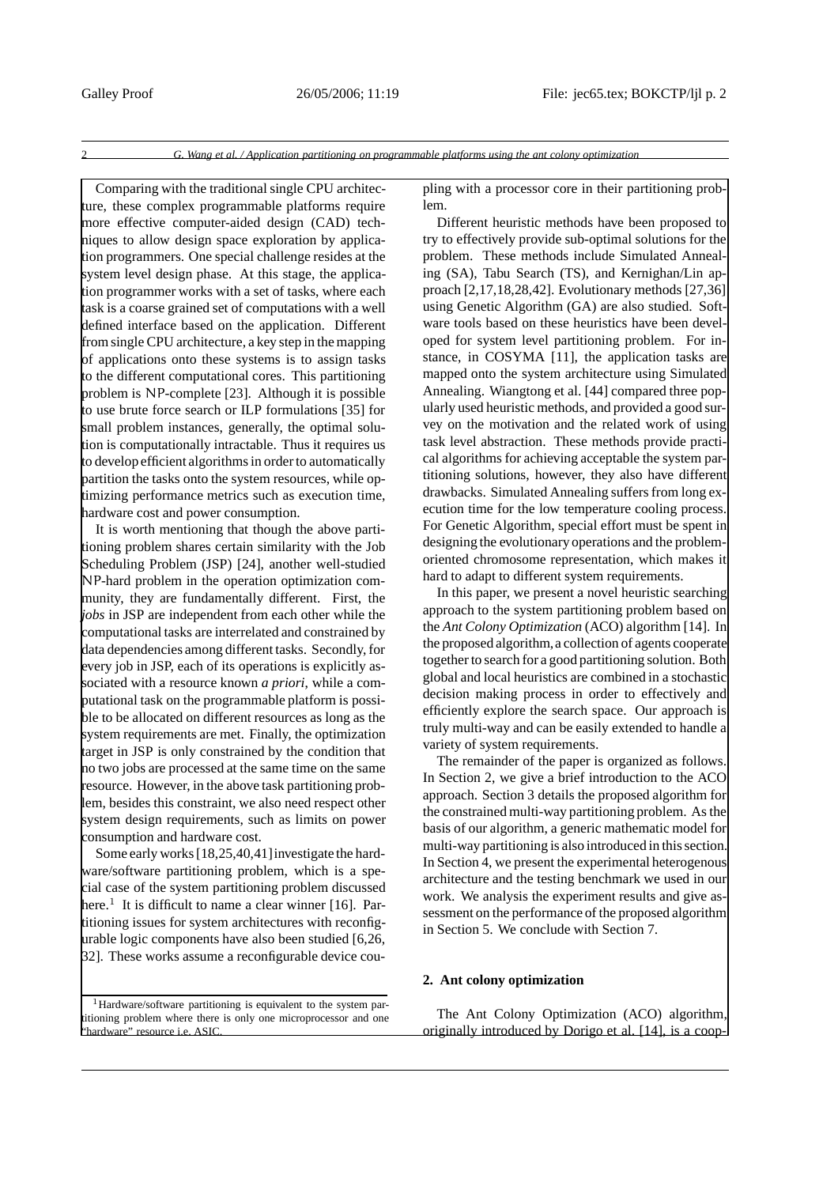Comparing with the traditional single CPU architecture, these complex programmable platforms require more effective computer-aided design (CAD) techniques to allow design space exploration by application programmers. One special challenge resides at the system level design phase. At this stage, the application programmer works with a set of tasks, where each task is a coarse grained set of computations with a well defined interface based on the application. Different from single CPU architecture, a key step in the mapping of applications onto these systems is to assign tasks to the different computational cores. This partitioning problem is NP-complete [23]. Although it is possible to use brute force search or ILP formulations [35] for small problem instances, generally, the optimal solution is computationally intractable. Thus it requires us to develop efficient algorithms in order to automatically partition the tasks onto the system resources, while optimizing performance metrics such as execution time, hardware cost and power consumption.

It is worth mentioning that though the above partitioning problem shares certain similarity with the Job Scheduling Problem (JSP) [24], another well-studied NP-hard problem in the operation optimization community, they are fundamentally different. First, the *jobs* in JSP are independent from each other while the computational tasks are interrelated and constrained by data dependencies among different tasks. Secondly, for every job in JSP, each of its operations is explicitly associated with a resource known *a priori*, while a computational task on the programmable platform is possible to be allocated on different resources as long as the system requirements are met. Finally, the optimization target in JSP is only constrained by the condition that no two jobs are processed at the same time on the same resource. However, in the above task partitioning problem, besides this constraint, we also need respect other system design requirements, such as limits on power consumption and hardware cost.

Some early works [18,25,40,41] investigate the hardware/software partitioning problem, which is a special case of the system partitioning problem discussed here.[1] It is difficult to name a clear winner [16]. Partitioning issues for system architectures with reconfigurable logic components have also been studied [6,26,32]. These works assume a reconfigurable device coupling with a processor core in their partitioning problem.

Different heuristic methods have been proposed to try to effectively provide sub-optimal solutions for the problem. These methods include Simulated Annealing (SA), Tabu Search (TS), and Kernighan/Lin approach [2,17,18,28,42]. Evolutionary methods [27,36] using Genetic Algorithm (GA) are also studied. Software tools based on these heuristics have been developed for system level partitioning problem. For instance, in COSYMA [11], the application tasks are mapped onto the system architecture using Simulated Annealing. Wiangtong et al. [44] compared three popularly used heuristic methods, and provided a good survey on the motivation and the related work of using task level abstraction. These methods provide practical algorithms for achieving acceptable the system partitioning solutions, however, they also have different drawbacks. Simulated Annealing suffers from long execution time for the low temperature cooling process. For Genetic Algorithm, special effort must be spent in designing the evolutionary operations and the problem-oriented chromosome representation, which makes it hard to adapt to different system requirements.

In this paper, we present a novel heuristic searching approach to the system partitioning problem based on the *Ant Colony Optimization* (ACO) algorithm [14]. In the proposed algorithm, a collection of agents cooperate together to search for a good partitioning solution. Both global and local heuristics are combined in a stochastic decision making process in order to effectively and efficiently explore the search space. Our approach is truly multi-way and can be easily extended to handle a variety of system requirements.

The remainder of the paper is organized as follows. In Section 2, we give a brief introduction to the ACO approach. Section 3 details the proposed algorithm for the constrained multi-way partitioning problem. As the basis of our algorithm, a generic mathematic model for multi-way partitioning is also introduced in this section. In Section 4, we present the experimental heterogenous architecture and the testing benchmark we used in our work. We analysis the experiment results and give assessment on the performance of the proposed algorithm in Section 5. We conclude with Section 7.

## 2. Ant colony optimization

The Ant Colony Optimization (ACO) algorithm, originally introduced by Dorigo et al. [14], is a coop-

[1] Hardware/software partitioning is equivalent to the system partitioning problem where there is only one microprocessor and one "hardware" resource i.e. ASIC.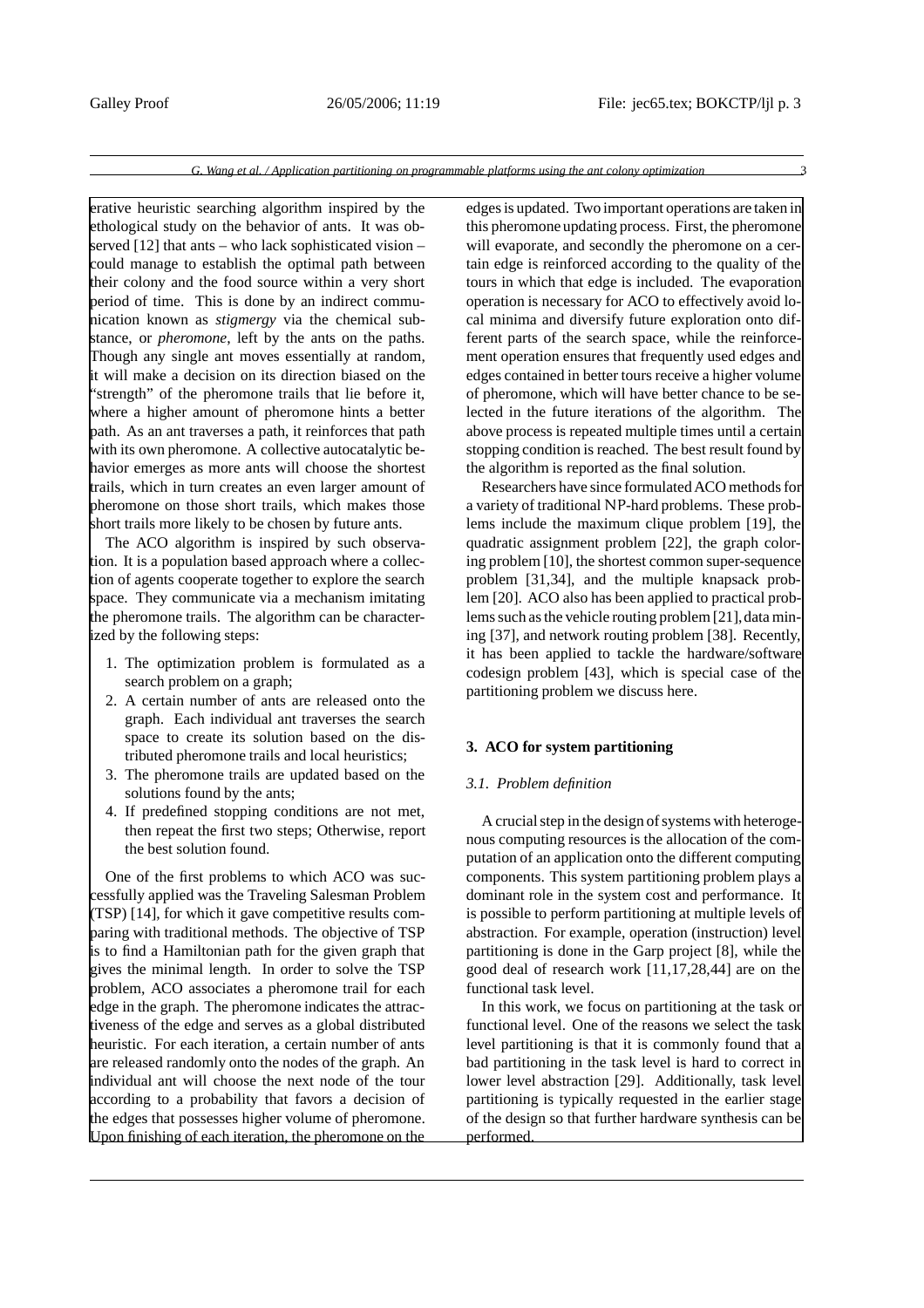erative heuristic searching algorithm inspired by the ethological study on the behavior of ants. It was observed [12] that ants – who lack sophisticated vision – could manage to establish the optimal path between their colony and the food source within a very short period of time. This is done by an indirect communication known as *stigmergy* via the chemical substance, or *pheromone*, left by the ants on the paths. Though any single ant moves essentially at random, it will make a decision on its direction biased on the "strength" of the pheromone trails that lie before it, where a higher amount of pheromone hints a better path. As an ant traverses a path, it reinforces that path with its own pheromone. A collective autocatalytic behavior emerges as more ants will choose the shortest trails, which in turn creates an even larger amount of pheromone on those short trails, which makes those short trails more likely to be chosen by future ants.

The ACO algorithm is inspired by such observation. It is a population based approach where a collection of agents cooperate together to explore the search space. They communicate via a mechanism imitating the pheromone trails. The algorithm can be characterized by the following steps:

1. The optimization problem is formulated as a search problem on a graph;
2. A certain number of ants are released onto the graph. Each individual ant traverses the search space to create its solution based on the distributed pheromone trails and local heuristics;
3. The pheromone trails are updated based on the solutions found by the ants;
4. If predefined stopping conditions are not met, then repeat the first two steps; Otherwise, report the best solution found.

One of the first problems to which ACO was successfully applied was the Traveling Salesman Problem (TSP) [14], for which it gave competitive results comparing with traditional methods. The objective of TSP is to find a Hamiltonian path for the given graph that gives the minimal length. In order to solve the TSP problem, ACO associates a pheromone trail for each edge in the graph. The pheromone indicates the attractiveness of the edge and serves as a global distributed heuristic. For each iteration, a certain number of ants are released randomly onto the nodes of the graph. An individual ant will choose the next node of the tour according to a probability that favors a decision of the edges that possesses higher volume of pheromone. Upon finishing of each iteration, the pheromone on the edges is updated. Two important operations are taken in this pheromone updating process. First, the pheromone will evaporate, and secondly the pheromone on a certain edge is reinforced according to the quality of the tours in which that edge is included. The evaporation operation is necessary for ACO to effectively avoid local minima and diversify future exploration onto different parts of the search space, while the reinforcement operation ensures that frequently used edges and edges contained in better tours receive a higher volume of pheromone, which will have better chance to be selected in the future iterations of the algorithm. The above process is repeated multiple times until a certain stopping condition is reached. The best result found by the algorithm is reported as the final solution.

Researchers have since formulated ACO methods for a variety of traditional NP-hard problems. These problems include the maximum clique problem [19], the quadratic assignment problem [22], the graph coloring problem [10], the shortest common super-sequence problem [31,34], and the multiple knapsack problem [20]. ACO also has been applied to practical problems such as the vehicle routing problem [21], data mining [37], and network routing problem [38]. Recently, it has been applied to tackle the hardware/software codesign problem [43], which is special case of the partitioning problem we discuss here.

## 3. ACO for system partitioning

### *3.1. Problem definition*

A crucial step in the design of systems with heterogenous computing resources is the allocation of the computation of an application onto the different computing components. This system partitioning problem plays a dominant role in the system cost and performance. It is possible to perform partitioning at multiple levels of abstraction. For example, operation (instruction) level partitioning is done in the Garp project [8], while the good deal of research work [11,17,28,44] are on the functional task level.

In this work, we focus on partitioning at the task or functional level. One of the reasons we select the task level partitioning is that it is commonly found that a bad partitioning in the task level is hard to correct in lower level abstraction [29]. Additionally, task level partitioning is typically requested in the earlier stage of the design so that further hardware synthesis can be performed.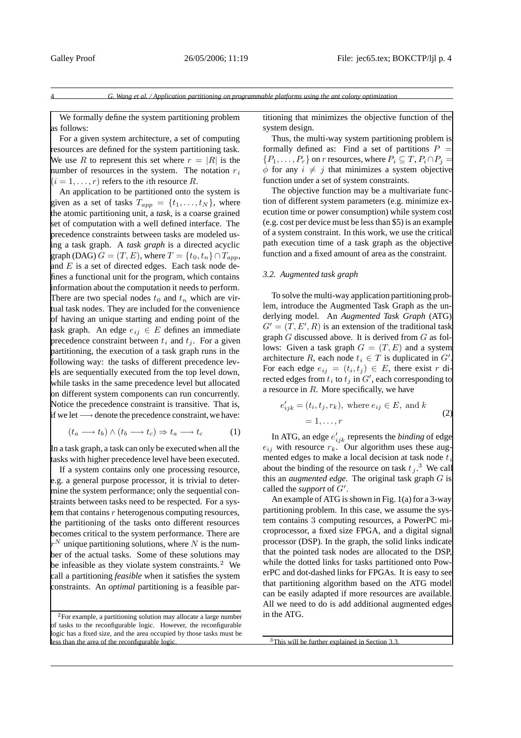We formally define the system partitioning problem as follows:

For a given system architecture, a set of computing resources are defined for the system partitioning task. We use $R$ to represent this set where $r = |R|$ is the number of resources in the system. The notation $r_i$ $(i = 1, \ldots, r)$ refers to the $i$th resource $R$.

An application to be partitioned onto the system is given as a set of tasks $T_{app} = \{t_1, \ldots, t_N\}$, where the atomic partitioning unit, a *task*, is a coarse grained set of computation with a well defined interface. The precedence constraints between tasks are modeled using a task graph. A *task graph* is a directed acyclic graph (DAG) $G = (T, E)$, where $T = \{t_0, t_n\} \cap T_{app}$, and $E$ is a set of directed edges. Each task node defines a functional unit for the program, which contains information about the computation it needs to perform. There are two special nodes $t_0$ and $t_n$ which are virtual task nodes. They are included for the convenience of having an unique starting and ending point of the task graph. An edge $e_{ij} \in E$ defines an immediate precedence constraint between $t_i$ and $t_j$. For a given partitioning, the execution of a task graph runs in the following way: the tasks of different precedence levels are sequentially executed from the top level down, while tasks in the same precedence level but allocated on different system components can run concurrently. Notice the precedence constraint is transitive. That is, if we let $\longrightarrow$ denote the precedence constraint, we have:

$$(t_a \longrightarrow t_b) \wedge (t_b \longrightarrow t_c) \Rightarrow t_a \longrightarrow t_c \tag{1}$$

In a task graph, a task can only be executed when all the tasks with higher precedence level have been executed.

If a system contains only one processing resource, e.g. a general purpose processor, it is trivial to determine the system performance; only the sequential constraints between tasks need to be respected. For a system that contains $r$ heterogeneous computing resources, the partitioning of the tasks onto different resources becomes critical to the system performance. There are $r^N$ unique partitioning solutions, where $N$ is the number of the actual tasks. Some of these solutions may be infeasible as they violate system constraints.[2] We call a partitioning *feasible* when it satisfies the system constraints. An *optimal* partitioning is a feasible partitioning that minimizes the objective function of the system design.

Thus, the multi-way system partitioning problem is formally defined as: Find a set of partitions $P = \{P_1, \ldots, P_r\}$ on $r$ resources, where $P_i \subseteq T$, $P_i \cap P_j = \phi$ for any $i \neq j$ that minimizes a system objective function under a set of system constraints.

The objective function may be a multivariate function of different system parameters (e.g. minimize execution time or power consumption) while system cost (e.g. cost per device must be less than \$5) is an example of a system constraint. In this work, we use the critical path execution time of a task graph as the objective function and a fixed amount of area as the constraint.

### 3.2. Augmented task graph

To solve the multi-way application partitioning problem, introduce the Augmented Task Graph as the underlying model. An *Augmented Task Graph* (ATG) $G' = (T, E', R)$ is an extension of the traditional task graph $G$ discussed above. It is derived from $G$ as follows: Given a task graph $G = (T, E)$ and a system architecture $R$, each node $t_i \in T$ is duplicated in $G'$. For each edge $e_{ij} = (t_i, t_j) \in E$, there exist $r$ directed edges from $t_i$ to $t_j$ in $G'$, each corresponding to a resource in $R$. More specifically, we have

$$e'_{ijk} = (t_i, t_j, r_k), \text{ where } e_{ij} \in E, \text{ and } k = 1, \ldots, r \tag{2}$$

In ATG, an edge $e'_{ijk}$ represents the *binding* of edge $e_{ij}$ with resource $r_k$. Our algorithm uses these augmented edges to make a local decision at task node $t_i$ about the binding of the resource on task $t_j$.[3] We call this an *augmented edge*. The original task graph $G$ is called the *support* of $G'$.

An example of ATG is shown in Fig. 1(a) for a 3-way partitioning problem. In this case, we assume the system contains 3 computing resources, a PowerPC microprocessor, a fixed size FPGA, and a digital signal processor (DSP). In the graph, the solid links indicate that the pointed task nodes are allocated to the DSP, while the dotted links for tasks partitioned onto PowerPC and dot-dashed links for FPGAs. It is easy to see that partitioning algorithm based on the ATG model can be easily adapted if more resources are available. All we need to do is add additional augmented edges in the ATG.

---

[2] For example, a partitioning solution may allocate a large number of tasks to the reconfigurable logic. However, the reconfigurable logic has a fixed size, and the area occupied by those tasks must be less than the area of the reconfigurable logic.

[3] This will be further explained in Section 3.3.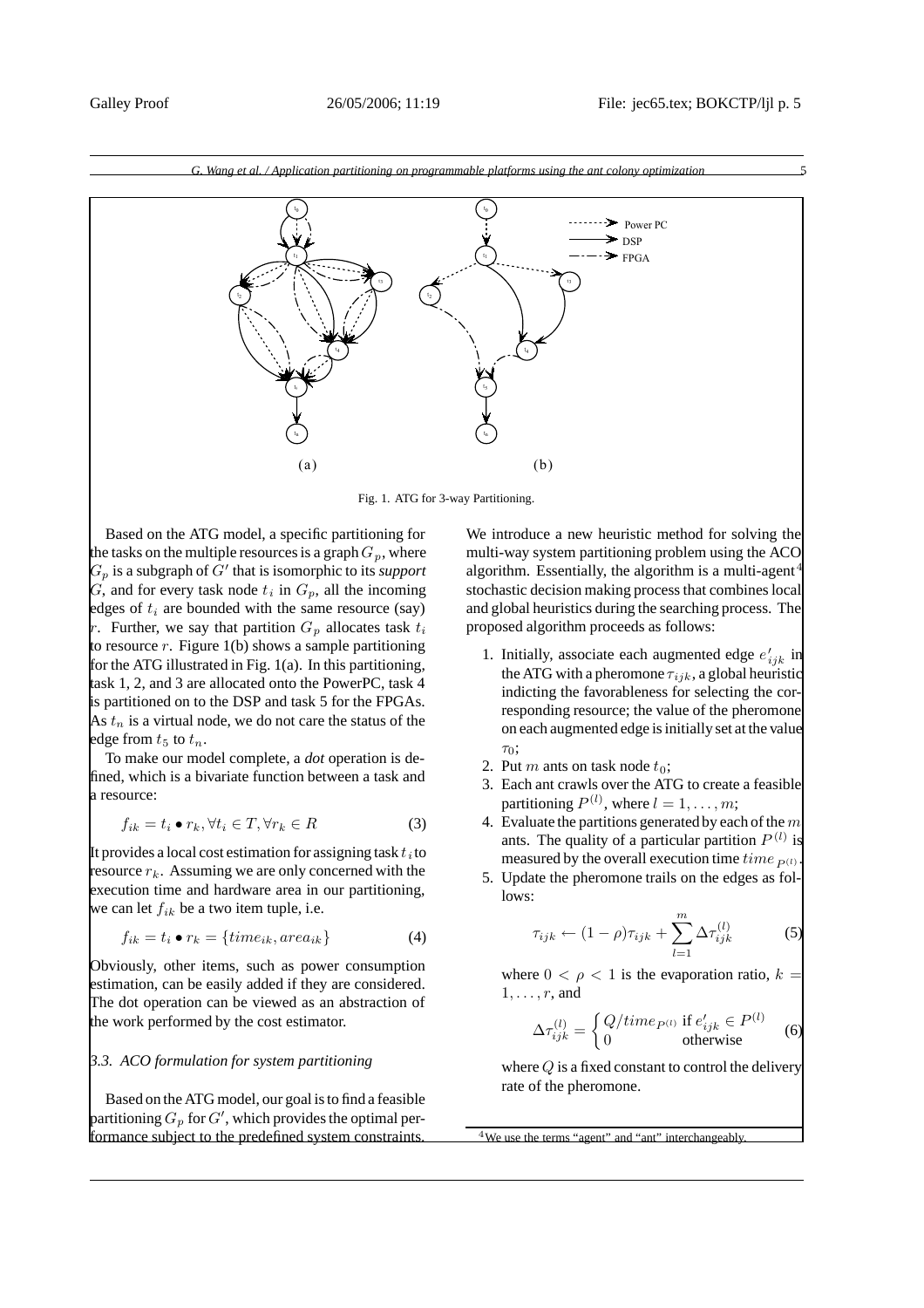Fig. 1. ATG for 3-way Partitioning.

Based on the ATG model, a specific partitioning for the tasks on the multiple resources is a graph $G_p$, where $G_p$ is a subgraph of $G'$ that is isomorphic to its *support* $G$, and for every task node $t_i$ in $G_p$, all the incoming edges of $t_i$ are bounded with the same resource (say) $r$. Further, we say that partition $G_p$ allocates task $t_i$ to resource $r$. Figure 1(b) shows a sample partitioning for the ATG illustrated in Fig. 1(a). In this partitioning, task 1, 2, and 3 are allocated onto the PowerPC, task 4 is partitioned on to the DSP and task 5 for the FPGAs. As $t_n$ is a virtual node, we do not care the status of the edge from $t_5$ to $t_n$.

To make our model complete, a *dot* operation is defined, which is a bivariate function between a task and a resource:

$$f_{ik} = t_i \bullet r_k, \forall t_i \in T, \forall r_k \in R \tag{3}$$

It provides a local cost estimation for assigning task $t_i$ to resource $r_k$. Assuming we are only concerned with the execution time and hardware area in our partitioning, we can let $f_{ik}$ be a two item tuple, i.e.

$$f_{ik} = t_i \bullet r_k = \{time_{ik}, area_{ik}\} \tag{4}$$

Obviously, other items, such as power consumption estimation, can be easily added if they are considered. The dot operation can be viewed as an abstraction of the work performed by the cost estimator.

### 3.3. ACO formulation for system partitioning

Based on the ATG model, our goal is to find a feasible partitioning $G_p$ for $G'$, which provides the optimal performance subject to the predefined system constraints. We introduce a new heuristic method for solving the multi-way system partitioning problem using the ACO algorithm. Essentially, the algorithm is a multi-agent[4] stochastic decision making process that combines local and global heuristics during the searching process. The proposed algorithm proceeds as follows:

1. Initially, associate each augmented edge $e'_{ijk}$ in the ATG with a pheromone $\tau_{ijk}$, a global heuristic indicting the favorableness for selecting the corresponding resource; the value of the pheromone on each augmented edge is initially set at the value $\tau_0$;
2. Put $m$ ants on task node $t_0$;
3. Each ant crawls over the ATG to create a feasible partitioning $P^{(l)}$, where $l = 1, \ldots, m$;
4. Evaluate the partitions generated by each of the $m$ ants. The quality of a particular partition $P^{(l)}$ is measured by the overall execution time $time_{P^{(l)}}$.
5. Update the pheromone trails on the edges as follows:

$$\tau_{ijk} \leftarrow (1-\rho)\tau_{ijk} + \sum_{l=1}^{m} \Delta\tau_{ijk}^{(l)} \tag{5}$$

where $0 < \rho < 1$ is the evaporation ratio, $k = 1, \ldots, r$, and

$$\Delta\tau_{ijk}^{(l)} = \begin{cases} Q/time_{P^{(l)}} & \text{if } e'_{ijk} \in P^{(l)} \\ 0 & \text{otherwise} \end{cases} \tag{6}$$

where $Q$ is a fixed constant to control the delivery rate of the pheromone.

[4] We use the terms "agent" and "ant" interchangeably.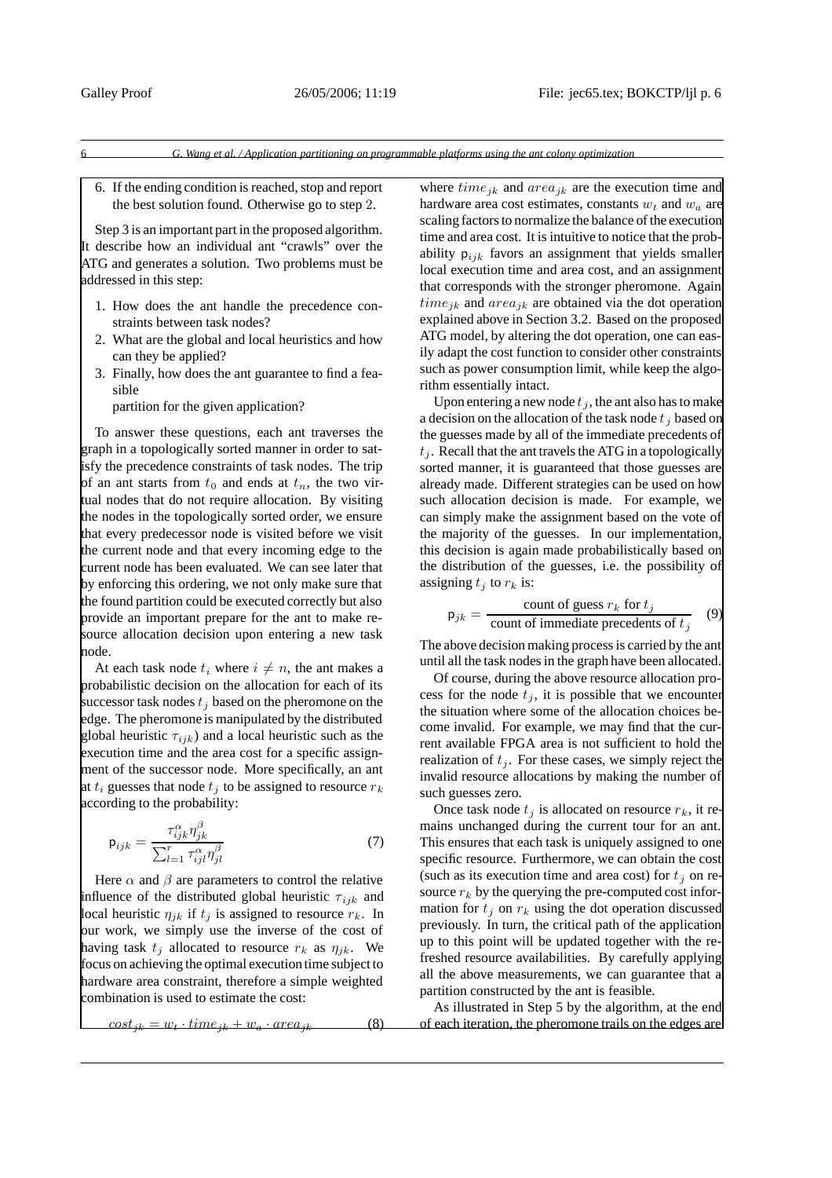6. If the ending condition is reached, stop and report the best solution found. Otherwise go to step 2.

Step 3 is an important part in the proposed algorithm. It describe how an individual ant "crawls" over the ATG and generates a solution. Two problems must be addressed in this step:

1. How does the ant handle the precedence constraints between task nodes?
2. What are the global and local heuristics and how can they be applied?
3. Finally, how does the ant guarantee to find a feasible
   partition for the given application?

To answer these questions, each ant traverses the graph in a topologically sorted manner in order to satisfy the precedence constraints of task nodes. The trip of an ant starts from $t_0$ and ends at $t_n$, the two virtual nodes that do not require allocation. By visiting the nodes in the topologically sorted order, we ensure that every predecessor node is visited before we visit the current node and that every incoming edge to the current node has been evaluated. We can see later that by enforcing this ordering, we not only make sure that the found partition could be executed correctly but also provide an important prepare for the ant to make resource allocation decision upon entering a new task node.

At each task node $t_i$ where $i \neq n$, the ant makes a probabilistic decision on the allocation for each of its successor task nodes $t_j$ based on the pheromone on the edge. The pheromone is manipulated by the distributed global heuristic $\tau_{ijk}$) and a local heuristic such as the execution time and the area cost for a specific assignment of the successor node. More specifically, an ant at $t_i$ guesses that node $t_j$ to be assigned to resource $r_k$ according to the probability:

$$\mathsf{p}_{ijk} = \frac{\tau_{ijk}^{\alpha} \eta_{jk}^{\beta}}{\sum_{l=1}^{r} \tau_{ijl}^{\alpha} \eta_{jl}^{\beta}} \tag{7}$$

Here $\alpha$ and $\beta$ are parameters to control the relative influence of the distributed global heuristic $\tau_{ijk}$ and local heuristic $\eta_{jk}$ if $t_j$ is assigned to resource $r_k$. In our work, we simply use the inverse of the cost of having task $t_j$ allocated to resource $r_k$ as $\eta_{jk}$. We focus on achieving the optimal execution time subject to hardware area constraint, therefore a simple weighted combination is used to estimate the cost:

$$cost_{jk} = w_t \cdot time_{jk} + w_a \cdot area_{jk} \tag{8}$$

where $time_{jk}$ and $area_{jk}$ are the execution time and hardware area cost estimates, constants $w_t$ and $w_a$ are scaling factors to normalize the balance of the execution time and area cost. It is intuitive to notice that the probability $\mathsf{p}_{ijk}$ favors an assignment that yields smaller local execution time and area cost, and an assignment that corresponds with the stronger pheromone. Again $time_{jk}$ and $area_{jk}$ are obtained via the dot operation explained above in Section 3.2. Based on the proposed ATG model, by altering the dot operation, one can easily adapt the cost function to consider other constraints such as power consumption limit, while keep the algorithm essentially intact.

Upon entering a new node $t_j$, the ant also has to make a decision on the allocation of the task node $t_j$ based on the guesses made by all of the immediate precedents of $t_j$. Recall that the ant travels the ATG in a topologically sorted manner, it is guaranteed that those guesses are already made. Different strategies can be used on how such allocation decision is made. For example, we can simply make the assignment based on the vote of the majority of the guesses. In our implementation, this decision is again made probabilistically based on the distribution of the guesses, i.e. the possibility of assigning $t_j$ to $r_k$ is:

$$\mathsf{p}_{jk} = \frac{\text{count of guess } r_k \text{ for } t_j}{\text{count of immediate precedents of } t_j} \tag{9}$$

The above decision making process is carried by the ant until all the task nodes in the graph have been allocated.

Of course, during the above resource allocation process for the node $t_j$, it is possible that we encounter the situation where some of the allocation choices become invalid. For example, we may find that the current available FPGA area is not sufficient to hold the realization of $t_j$. For these cases, we simply reject the invalid resource allocations by making the number of such guesses zero.

Once task node $t_j$ is allocated on resource $r_k$, it remains unchanged during the current tour for an ant. This ensures that each task is uniquely assigned to one specific resource. Furthermore, we can obtain the cost (such as its execution time and area cost) for $t_j$ on resource $r_k$ by the querying the pre-computed cost information for $t_j$ on $r_k$ using the dot operation discussed previously. In turn, the critical path of the application up to this point will be updated together with the refreshed resource availabilities. By carefully applying all the above measurements, we can guarantee that a partition constructed by the ant is feasible.

As illustrated in Step 5 by the algorithm, at the end of each iteration, the pheromone trails on the edges are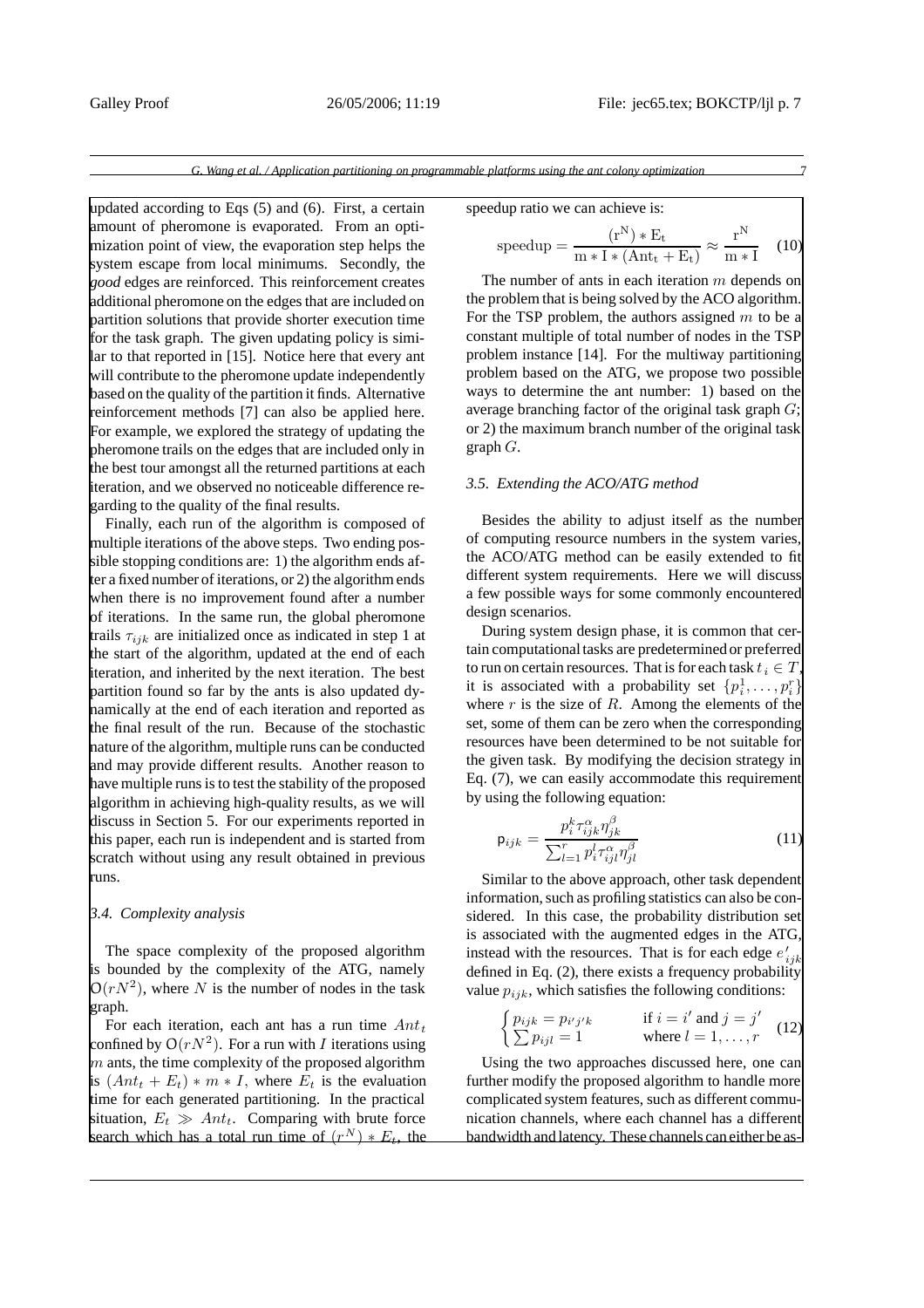updated according to Eqs (5) and (6). First, a certain amount of pheromone is evaporated. From an optimization point of view, the evaporation step helps the system escape from local minimums. Secondly, the *good* edges are reinforced. This reinforcement creates additional pheromone on the edges that are included on partition solutions that provide shorter execution time for the task graph. The given updating policy is similar to that reported in [15]. Notice here that every ant will contribute to the pheromone update independently based on the quality of the partition it finds. Alternative reinforcement methods [7] can also be applied here. For example, we explored the strategy of updating the pheromone trails on the edges that are included only in the best tour amongst all the returned partitions at each iteration, and we observed no noticeable difference regarding to the quality of the final results.

Finally, each run of the algorithm is composed of multiple iterations of the above steps. Two ending possible stopping conditions are: 1) the algorithm ends after a fixed number of iterations, or 2) the algorithm ends when there is no improvement found after a number of iterations. In the same run, the global pheromone trails $\tau_{ijk}$ are initialized once as indicated in step 1 at the start of the algorithm, updated at the end of each iteration, and inherited by the next iteration. The best partition found so far by the ants is also updated dynamically at the end of each iteration and reported as the final result of the run. Because of the stochastic nature of the algorithm, multiple runs can be conducted and may provide different results. Another reason to have multiple runs is to test the stability of the proposed algorithm in achieving high-quality results, as we will discuss in Section 5. For our experiments reported in this paper, each run is independent and is started from scratch without using any result obtained in previous runs.

### *3.4. Complexity analysis*

The space complexity of the proposed algorithm is bounded by the complexity of the ATG, namely $O(rN^2)$, where $N$ is the number of nodes in the task graph.

For each iteration, each ant has a run time $Ant_t$ confined by $O(rN^2)$. For a run with $I$ iterations using $m$ ants, the time complexity of the proposed algorithm is $(Ant_t + E_t) * m * I$, where $E_t$ is the evaluation time for each generated partitioning. In the practical situation, $E_t \gg Ant_t$. Comparing with brute force search which has a total run time of $(r^N) * E_t$, the speedup ratio we can achieve is:

$$\mathrm{speedup} = \frac{(\mathrm{r^N}) * \mathrm{E_t}}{\mathrm{m} * \mathrm{I} * (\mathrm{Ant_t} + \mathrm{E_t})} \approx \frac{\mathrm{r^N}}{\mathrm{m} * \mathrm{I}} \quad (10)$$

The number of ants in each iteration $m$ depends on the problem that is being solved by the ACO algorithm. For the TSP problem, the authors assigned $m$ to be a constant multiple of total number of nodes in the TSP problem instance [14]. For the multiway partitioning problem based on the ATG, we propose two possible ways to determine the ant number: 1) based on the average branching factor of the original task graph $G$; or 2) the maximum branch number of the original task graph $G$.

### *3.5. Extending the ACO/ATG method*

Besides the ability to adjust itself as the number of computing resource numbers in the system varies, the ACO/ATG method can be easily extended to fit different system requirements. Here we will discuss a few possible ways for some commonly encountered design scenarios.

During system design phase, it is common that certain computational tasks are predetermined or preferred to run on certain resources. That is for each task $t_i \in T$, it is associated with a probability set $\{p_i^1, \ldots, p_i^r\}$ where $r$ is the size of $R$. Among the elements of the set, some of them can be zero when the corresponding resources have been determined to be not suitable for the given task. By modifying the decision strategy in Eq. (7), we can easily accommodate this requirement by using the following equation:

$$\mathsf{p}_{ijk} = \frac{p_i^k \tau_{ijk}^{\alpha} \eta_{jk}^{\beta}}{\sum_{l=1}^{r} p_i^l \tau_{ijl}^{\alpha} \eta_{jl}^{\beta}} \quad (11)$$

Similar to the above approach, other task dependent information, such as profiling statistics can also be considered. In this case, the probability distribution set is associated with the augmented edges in the ATG, instead with the resources. That is for each edge $e'_{ijk}$ defined in Eq. (2), there exists a frequency probability value $p_{ijk}$, which satisfies the following conditions:

$$\begin{cases} p_{ijk} = p_{i'j'k} & \text{if } i = i' \text{ and } j = j' \\ \sum p_{ijl} = 1 & \text{where } l = 1, \ldots, r \end{cases} \quad (12)$$

Using the two approaches discussed here, one can further modify the proposed algorithm to handle more complicated system features, such as different communication channels, where each channel has a different bandwidth and latency. These channels can either be as-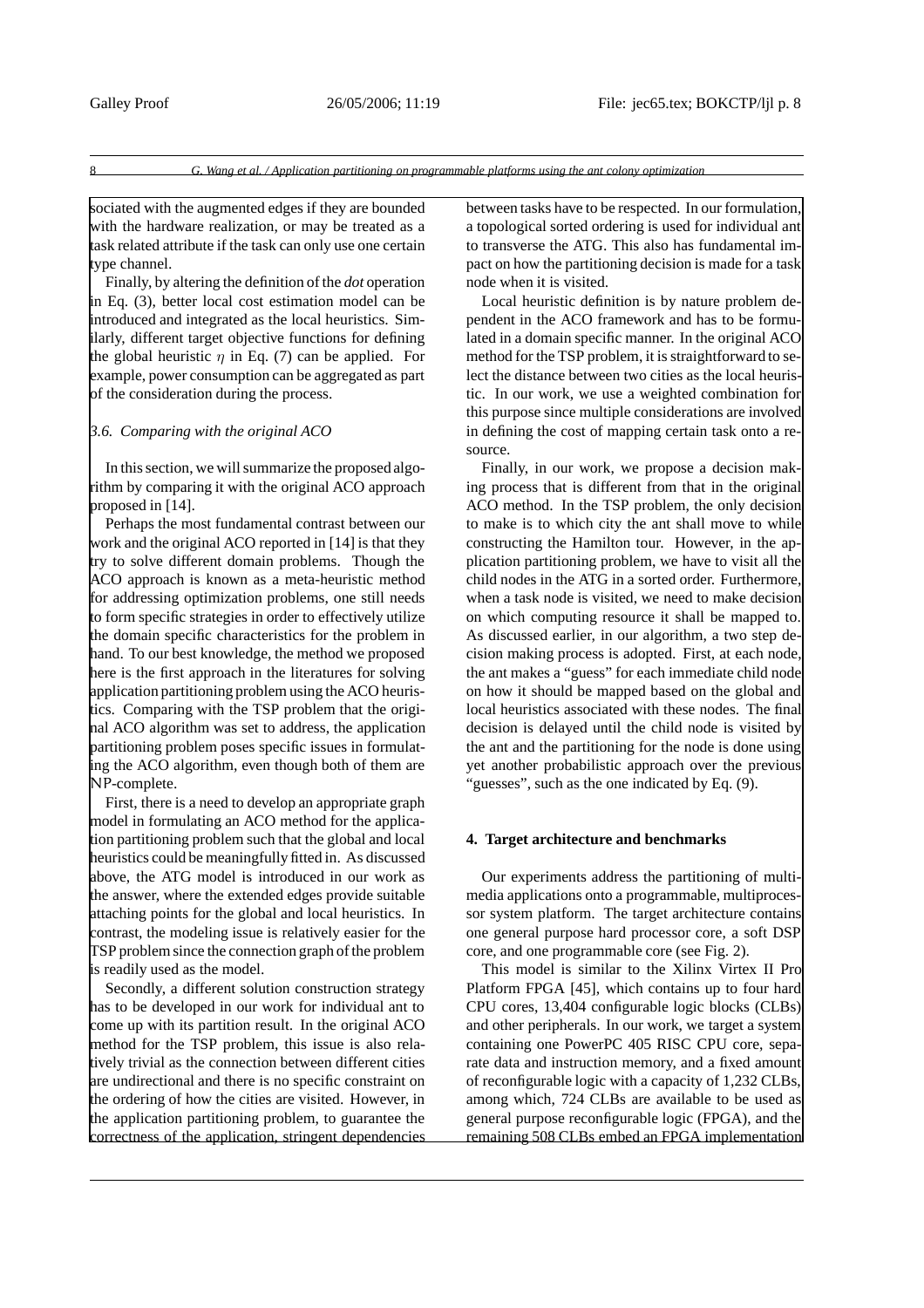sociated with the augmented edges if they are bounded with the hardware realization, or may be treated as a task related attribute if the task can only use one certain type channel.

Finally, by altering the definition of the *dot* operation in Eq. (3), better local cost estimation model can be introduced and integrated as the local heuristics. Similarly, different target objective functions for defining the global heuristic $\eta$ in Eq. (7) can be applied. For example, power consumption can be aggregated as part of the consideration during the process.

### *3.6. Comparing with the original ACO*

In this section, we will summarize the proposed algorithm by comparing it with the original ACO approach proposed in [14].

Perhaps the most fundamental contrast between our work and the original ACO reported in [14] is that they try to solve different domain problems. Though the ACO approach is known as a meta-heuristic method for addressing optimization problems, one still needs to form specific strategies in order to effectively utilize the domain specific characteristics for the problem in hand. To our best knowledge, the method we proposed here is the first approach in the literatures for solving application partitioning problem using the ACO heuristics. Comparing with the TSP problem that the original ACO algorithm was set to address, the application partitioning problem poses specific issues in formulating the ACO algorithm, even though both of them are NP-complete.

First, there is a need to develop an appropriate graph model in formulating an ACO method for the application partitioning problem such that the global and local heuristics could be meaningfully fitted in. As discussed above, the ATG model is introduced in our work as the answer, where the extended edges provide suitable attaching points for the global and local heuristics. In contrast, the modeling issue is relatively easier for the TSP problem since the connection graph of the problem is readily used as the model.

Secondly, a different solution construction strategy has to be developed in our work for individual ant to come up with its partition result. In the original ACO method for the TSP problem, this issue is also relatively trivial as the connection between different cities are undirectional and there is no specific constraint on the ordering of how the cities are visited. However, in the application partitioning problem, to guarantee the correctness of the application, stringent dependencies between tasks have to be respected. In our formulation, a topological sorted ordering is used for individual ant to transverse the ATG. This also has fundamental impact on how the partitioning decision is made for a task node when it is visited.

Local heuristic definition is by nature problem dependent in the ACO framework and has to be formulated in a domain specific manner. In the original ACO method for the TSP problem, it is straightforward to select the distance between two cities as the local heuristic. In our work, we use a weighted combination for this purpose since multiple considerations are involved in defining the cost of mapping certain task onto a resource.

Finally, in our work, we propose a decision making process that is different from that in the original ACO method. In the TSP problem, the only decision to make is to which city the ant shall move to while constructing the Hamilton tour. However, in the application partitioning problem, we have to visit all the child nodes in the ATG in a sorted order. Furthermore, when a task node is visited, we need to make decision on which computing resource it shall be mapped to. As discussed earlier, in our algorithm, a two step decision making process is adopted. First, at each node, the ant makes a "guess" for each immediate child node on how it should be mapped based on the global and local heuristics associated with these nodes. The final decision is delayed until the child node is visited by the ant and the partitioning for the node is done using yet another probabilistic approach over the previous "guesses", such as the one indicated by Eq. (9).

## 4. Target architecture and benchmarks

Our experiments address the partitioning of multimedia applications onto a programmable, multiprocessor system platform. The target architecture contains one general purpose hard processor core, a soft DSP core, and one programmable core (see Fig. 2).

This model is similar to the Xilinx Virtex II Pro Platform FPGA [45], which contains up to four hard CPU cores, 13,404 configurable logic blocks (CLBs) and other peripherals. In our work, we target a system containing one PowerPC 405 RISC CPU core, separate data and instruction memory, and a fixed amount of reconfigurable logic with a capacity of 1,232 CLBs, among which, 724 CLBs are available to be used as general purpose reconfigurable logic (FPGA), and the remaining 508 CLBs embed an FPGA implementation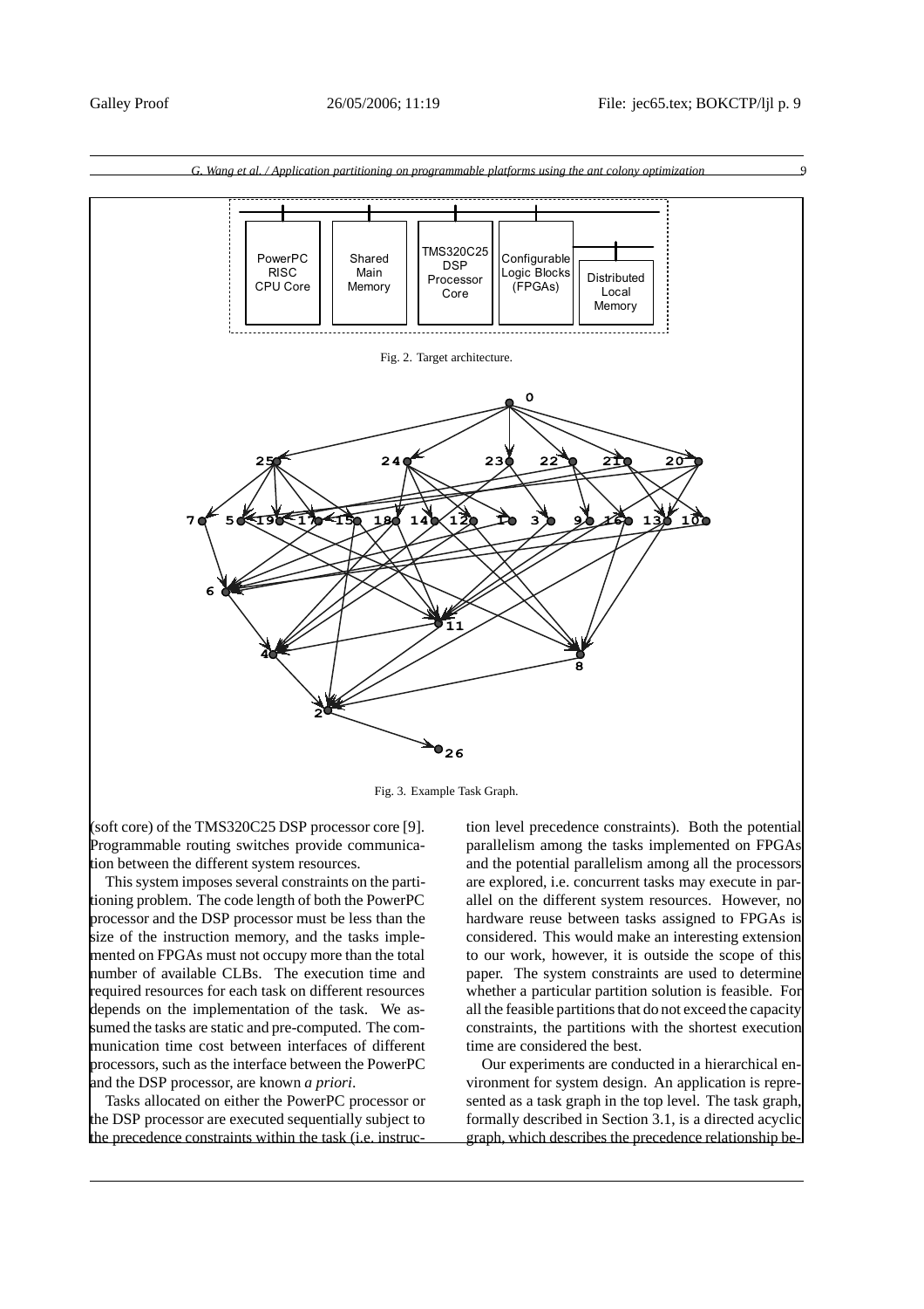Fig. 2. Target architecture.

Fig. 3. Example Task Graph.

(soft core) of the TMS320C25 DSP processor core [9]. Programmable routing switches provide communication between the different system resources.

This system imposes several constraints on the partitioning problem. The code length of both the PowerPC processor and the DSP processor must be less than the size of the instruction memory, and the tasks implemented on FPGAs must not occupy more than the total number of available CLBs. The execution time and required resources for each task on different resources depends on the implementation of the task. We assumed the tasks are static and pre-computed. The communication time cost between interfaces of different processors, such as the interface between the PowerPC and the DSP processor, are known *a priori*.

Tasks allocated on either the PowerPC processor or the DSP processor are executed sequentially subject to the precedence constraints within the task (i.e. instruction level precedence constraints). Both the potential parallelism among the tasks implemented on FPGAs and the potential parallelism among all the processors are explored, i.e. concurrent tasks may execute in parallel on the different system resources. However, no hardware reuse between tasks assigned to FPGAs is considered. This would make an interesting extension to our work, however, it is outside the scope of this paper. The system constraints are used to determine whether a particular partition solution is feasible. For all the feasible partitions that do not exceed the capacity constraints, the partitions with the shortest execution time are considered the best.

Our experiments are conducted in a hierarchical environment for system design. An application is represented as a task graph in the top level. The task graph, formally described in Section 3.1, is a directed acyclic graph, which describes the precedence relationship be-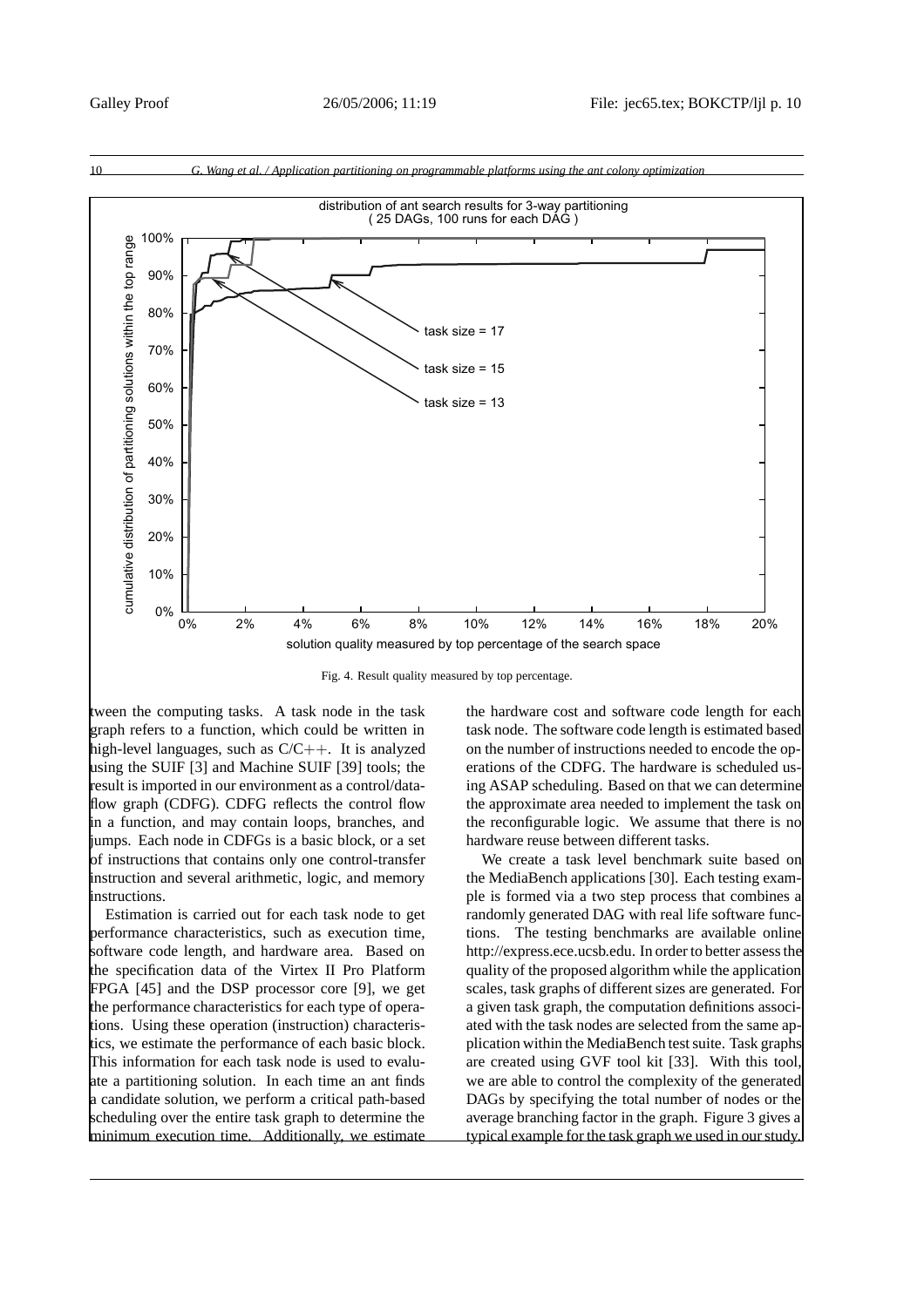Fig. 4. Result quality measured by top percentage.

tween the computing tasks. A task node in the task graph refers to a function, which could be written in high-level languages, such as C/C++. It is analyzed using the SUIF [3] and Machine SUIF [39] tools; the result is imported in our environment as a control/dataflow graph (CDFG). CDFG reflects the control flow in a function, and may contain loops, branches, and jumps. Each node in CDFGs is a basic block, or a set of instructions that contains only one control-transfer instruction and several arithmetic, logic, and memory instructions.

Estimation is carried out for each task node to get performance characteristics, such as execution time, software code length, and hardware area. Based on the specification data of the Virtex II Pro Platform FPGA [45] and the DSP processor core [9], we get the performance characteristics for each type of operations. Using these operation (instruction) characteristics, we estimate the performance of each basic block. This information for each task node is used to evaluate a partitioning solution. In each time an ant finds a candidate solution, we perform a critical path-based scheduling over the entire task graph to determine the minimum execution time. Additionally, we estimate the hardware cost and software code length for each task node. The software code length is estimated based on the number of instructions needed to encode the operations of the CDFG. The hardware is scheduled using ASAP scheduling. Based on that we can determine the approximate area needed to implement the task on the reconfigurable logic. We assume that there is no hardware reuse between different tasks.

We create a task level benchmark suite based on the MediaBench applications [30]. Each testing example is formed via a two step process that combines a randomly generated DAG with real life software functions. The testing benchmarks are available online http://express.ece.ucsb.edu. In order to better assess the quality of the proposed algorithm while the application scales, task graphs of different sizes are generated. For a given task graph, the computation definitions associated with the task nodes are selected from the same application within the MediaBench test suite. Task graphs are created using GVF tool kit [33]. With this tool, we are able to control the complexity of the generated DAGs by specifying the total number of nodes or the average branching factor in the graph. Figure 3 gives a typical example for the task graph we used in our study.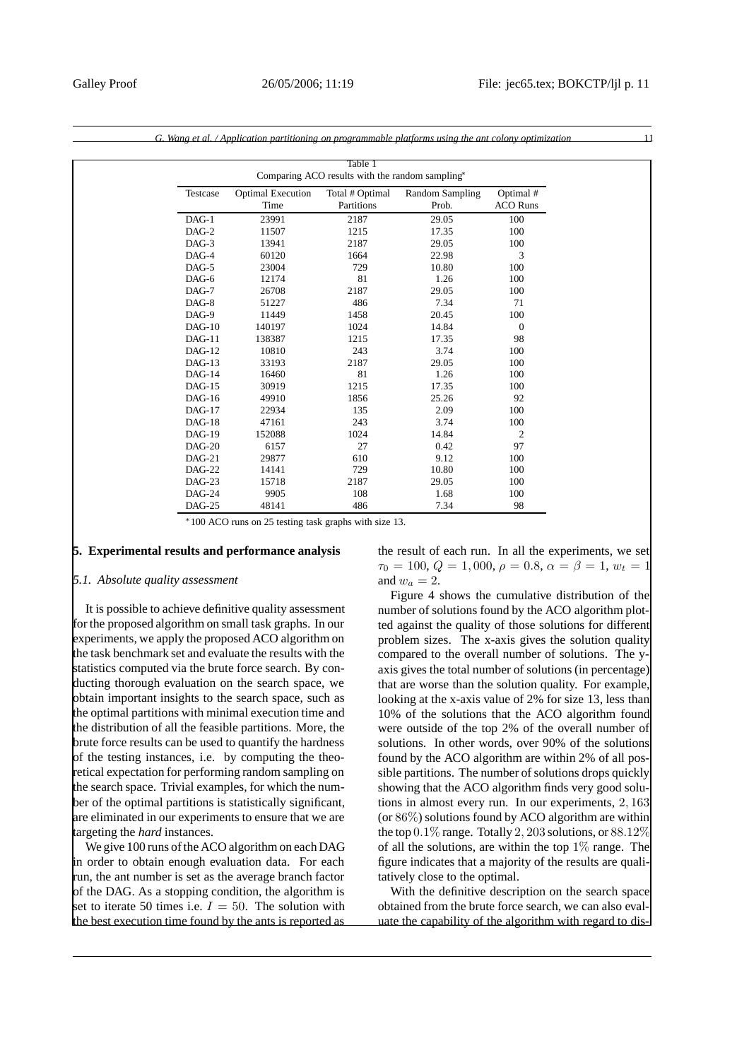Table 1
Comparing ACO results with the random sampling*

| Testcase | Optimal Execution Time | Total # Optimal Partitions | Random Sampling Prob. | Optimal # ACO Runs |
|---|---|---|---|---|
| DAG-1 | 23991 | 2187 | 29.05 | 100 |
| DAG-2 | 11507 | 1215 | 17.35 | 100 |
| DAG-3 | 13941 | 2187 | 29.05 | 100 |
| DAG-4 | 60120 | 1664 | 22.98 | 3 |
| DAG-5 | 23004 | 729 | 10.80 | 100 |
| DAG-6 | 12174 | 81 | 1.26 | 100 |
| DAG-7 | 26708 | 2187 | 29.05 | 100 |
| DAG-8 | 51227 | 486 | 7.34 | 71 |
| DAG-9 | 11449 | 1458 | 20.45 | 100 |
| DAG-10 | 140197 | 1024 | 14.84 | 0 |
| DAG-11 | 138387 | 1215 | 17.35 | 98 |
| DAG-12 | 10810 | 243 | 3.74 | 100 |
| DAG-13 | 33193 | 2187 | 29.05 | 100 |
| DAG-14 | 16460 | 81 | 1.26 | 100 |
| DAG-15 | 30919 | 1215 | 17.35 | 100 |
| DAG-16 | 49910 | 1856 | 25.26 | 92 |
| DAG-17 | 22934 | 135 | 2.09 | 100 |
| DAG-18 | 47161 | 243 | 3.74 | 100 |
| DAG-19 | 152088 | 1024 | 14.84 | 2 |
| DAG-20 | 6157 | 27 | 0.42 | 97 |
| DAG-21 | 29877 | 610 | 9.12 | 100 |
| DAG-22 | 14141 | 729 | 10.80 | 100 |
| DAG-23 | 15718 | 2187 | 29.05 | 100 |
| DAG-24 | 9905 | 108 | 1.68 | 100 |
| DAG-25 | 48141 | 486 | 7.34 | 98 |

*100 ACO runs on 25 testing task graphs with size 13.

## 5. Experimental results and performance analysis

### 5.1. Absolute quality assessment

It is possible to achieve definitive quality assessment for the proposed algorithm on small task graphs. In our experiments, we apply the proposed ACO algorithm on the task benchmark set and evaluate the results with the statistics computed via the brute force search. By conducting thorough evaluation on the search space, we obtain important insights to the search space, such as the optimal partitions with minimal execution time and the distribution of all the feasible partitions. More, the brute force results can be used to quantify the hardness of the testing instances, i.e. by computing the theoretical expectation for performing random sampling on the search space. Trivial examples, for which the number of the optimal partitions is statistically significant, are eliminated in our experiments to ensure that we are targeting the *hard* instances.

We give 100 runs of the ACO algorithm on each DAG in order to obtain enough evaluation data. For each run, the ant number is set as the average branch factor of the DAG. As a stopping condition, the algorithm is set to iterate 50 times i.e. $I = 50$. The solution with the best execution time found by the ants is reported as the result of each run. In all the experiments, we set $\tau_0 = 100$, $Q = 1,000$, $\rho = 0.8$, $\alpha = \beta = 1$, $w_t = 1$ and $w_a = 2$.

Figure 4 shows the cumulative distribution of the number of solutions found by the ACO algorithm plotted against the quality of those solutions for different problem sizes. The x-axis gives the solution quality compared to the overall number of solutions. The y-axis gives the total number of solutions (in percentage) that are worse than the solution quality. For example, looking at the x-axis value of 2% for size 13, less than 10% of the solutions that the ACO algorithm found were outside of the top 2% of the overall number of solutions. In other words, over 90% of the solutions found by the ACO algorithm are within 2% of all possible partitions. The number of solutions drops quickly showing that the ACO algorithm finds very good solutions in almost every run. In our experiments, $2,163$ (or $86\%$) solutions found by ACO algorithm are within the top $0.1\%$ range. Totally $2,203$ solutions, or $88.12\%$ of all the solutions, are within the top $1\%$ range. The figure indicates that a majority of the results are qualitatively close to the optimal.

With the definitive description on the search space obtained from the brute force search, we can also evaluate the capability of the algorithm with regard to dis-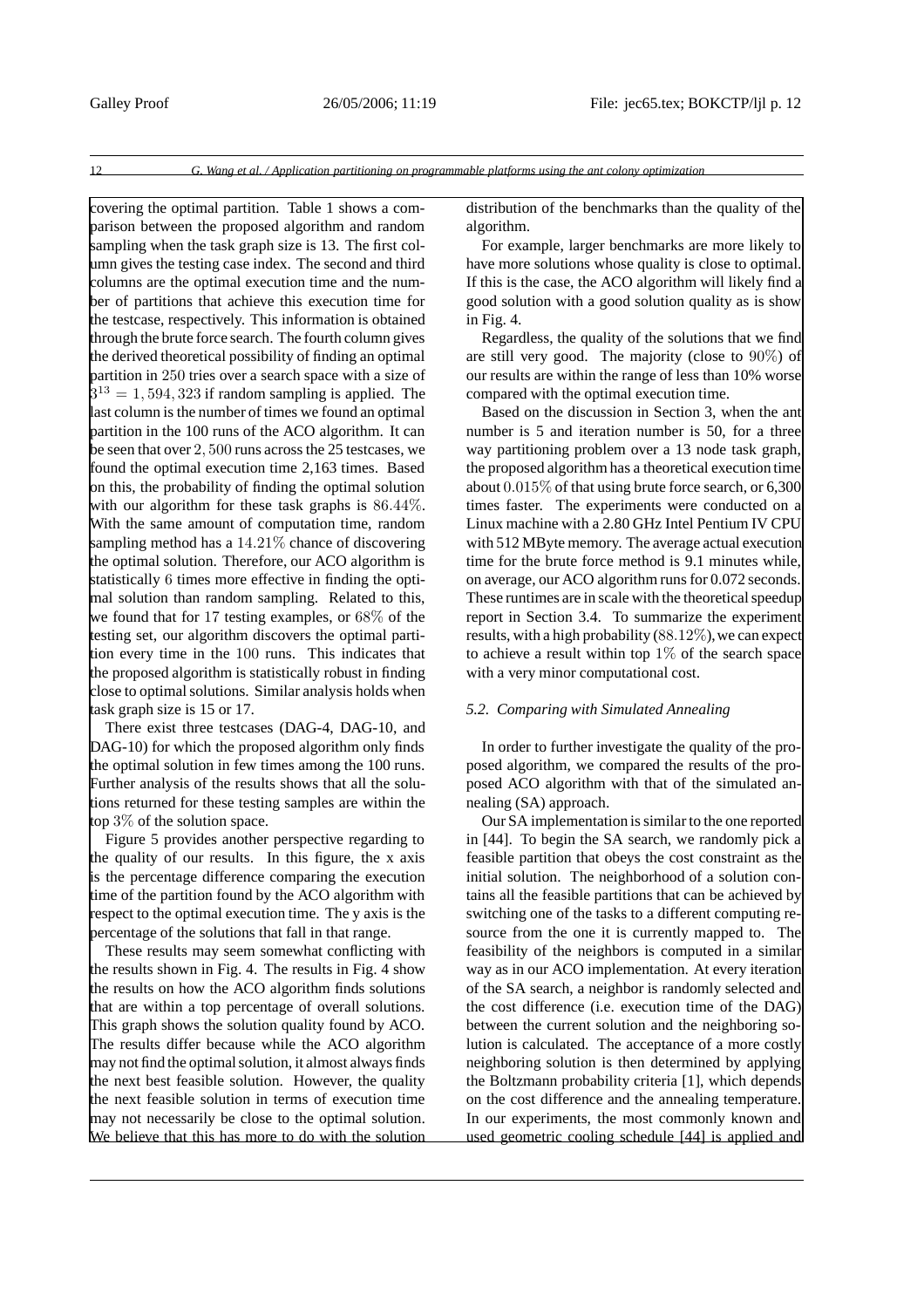covering the optimal partition. Table 1 shows a comparison between the proposed algorithm and random sampling when the task graph size is 13. The first column gives the testing case index. The second and third columns are the optimal execution time and the number of partitions that achieve this execution time for the testcase, respectively. This information is obtained through the brute force search. The fourth column gives the derived theoretical possibility of finding an optimal partition in $250$ tries over a search space with a size of $3^{13} = 1,594,323$ if random sampling is applied. The last column is the number of times we found an optimal partition in the 100 runs of the ACO algorithm. It can be seen that over $2,500$ runs across the 25 testcases, we found the optimal execution time 2,163 times. Based on this, the probability of finding the optimal solution with our algorithm for these task graphs is $86.44\%$. With the same amount of computation time, random sampling method has a $14.21\%$ chance of discovering the optimal solution. Therefore, our ACO algorithm is statistically $6$ times more effective in finding the optimal solution than random sampling. Related to this, we found that for 17 testing examples, or $68\%$ of the testing set, our algorithm discovers the optimal partition every time in the $100$ runs. This indicates that the proposed algorithm is statistically robust in finding close to optimal solutions. Similar analysis holds when task graph size is 15 or 17.

There exist three testcases (DAG-4, DAG-10, and DAG-10) for which the proposed algorithm only finds the optimal solution in few times among the 100 runs. Further analysis of the results shows that all the solutions returned for these testing samples are within the top $3\%$ of the solution space.

Figure 5 provides another perspective regarding to the quality of our results. In this figure, the x axis is the percentage difference comparing the execution time of the partition found by the ACO algorithm with respect to the optimal execution time. The y axis is the percentage of the solutions that fall in that range.

These results may seem somewhat conflicting with the results shown in Fig. 4. The results in Fig. 4 show the results on how the ACO algorithm finds solutions that are within a top percentage of overall solutions. This graph shows the solution quality found by ACO. The results differ because while the ACO algorithm may not find the optimal solution, it almost always finds the next best feasible solution. However, the quality the next feasible solution in terms of execution time may not necessarily be close to the optimal solution. We believe that this has more to do with the solution distribution of the benchmarks than the quality of the algorithm.

For example, larger benchmarks are more likely to have more solutions whose quality is close to optimal. If this is the case, the ACO algorithm will likely find a good solution with a good solution quality as is show in Fig. 4.

Regardless, the quality of the solutions that we find are still very good. The majority (close to $90\%$) of our results are within the range of less than 10% worse compared with the optimal execution time.

Based on the discussion in Section 3, when the ant number is 5 and iteration number is 50, for a three way partitioning problem over a 13 node task graph, the proposed algorithm has a theoretical execution time about $0.015\%$ of that using brute force search, or 6,300 times faster. The experiments were conducted on a Linux machine with a 2.80 GHz Intel Pentium IV CPU with 512 MByte memory. The average actual execution time for the brute force method is 9.1 minutes while, on average, our ACO algorithm runs for 0.072 seconds. These runtimes are in scale with the theoretical speedup report in Section 3.4. To summarize the experiment results, with a high probability ($88.12\%$), we can expect to achieve a result within top $1\%$ of the search space with a very minor computational cost.

### *5.2. Comparing with Simulated Annealing*

In order to further investigate the quality of the proposed algorithm, we compared the results of the proposed ACO algorithm with that of the simulated annealing (SA) approach.

Our SA implementation is similar to the one reported in [44]. To begin the SA search, we randomly pick a feasible partition that obeys the cost constraint as the initial solution. The neighborhood of a solution contains all the feasible partitions that can be achieved by switching one of the tasks to a different computing resource from the one it is currently mapped to. The feasibility of the neighbors is computed in a similar way as in our ACO implementation. At every iteration of the SA search, a neighbor is randomly selected and the cost difference (i.e. execution time of the DAG) between the current solution and the neighboring solution is calculated. The acceptance of a more costly neighboring solution is then determined by applying the Boltzmann probability criteria [1], which depends on the cost difference and the annealing temperature. In our experiments, the most commonly known and used geometric cooling schedule [44] is applied and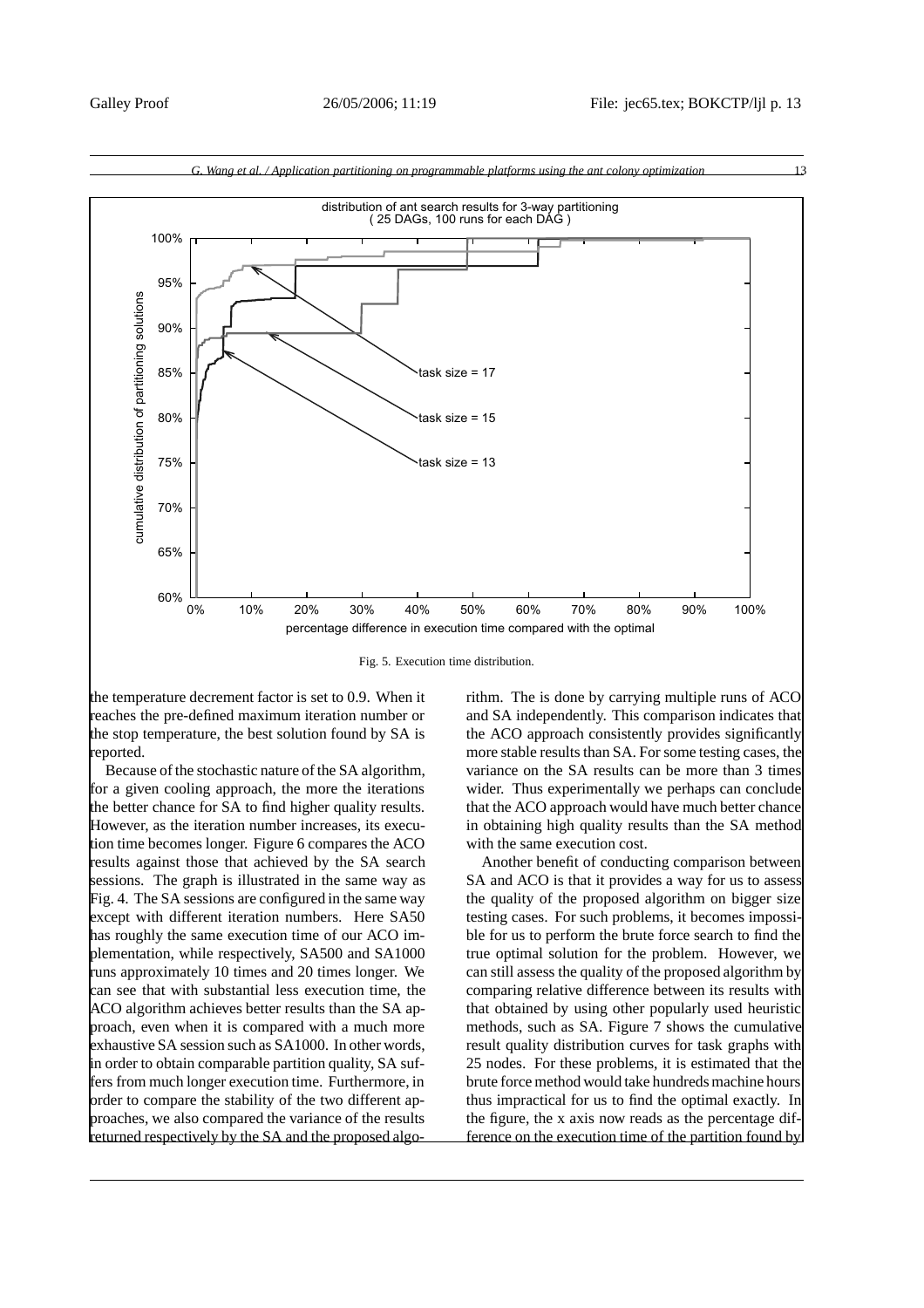Fig. 5. Execution time distribution.

the temperature decrement factor is set to 0.9. When it reaches the pre-defined maximum iteration number or the stop temperature, the best solution found by SA is reported.

Because of the stochastic nature of the SA algorithm, for a given cooling approach, the more the iterations the better chance for SA to find higher quality results. However, as the iteration number increases, its execution time becomes longer. Figure 6 compares the ACO results against those that achieved by the SA search sessions. The graph is illustrated in the same way as Fig. 4. The SA sessions are configured in the same way except with different iteration numbers. Here SA50 has roughly the same execution time of our ACO implementation, while respectively, SA500 and SA1000 runs approximately 10 times and 20 times longer. We can see that with substantial less execution time, the ACO algorithm achieves better results than the SA approach, even when it is compared with a much more exhaustive SA session such as SA1000. In other words, in order to obtain comparable partition quality, SA suffers from much longer execution time. Furthermore, in order to compare the stability of the two different approaches, we also compared the variance of the results returned respectively by the SA and the proposed algorithm. The is done by carrying multiple runs of ACO and SA independently. This comparison indicates that the ACO approach consistently provides significantly more stable results than SA. For some testing cases, the variance on the SA results can be more than 3 times wider. Thus experimentally we perhaps can conclude that the ACO approach would have much better chance in obtaining high quality results than the SA method with the same execution cost.

Another benefit of conducting comparison between SA and ACO is that it provides a way for us to assess the quality of the proposed algorithm on bigger size testing cases. For such problems, it becomes impossible for us to perform the brute force search to find the true optimal solution for the problem. However, we can still assess the quality of the proposed algorithm by comparing relative difference between its results with that obtained by using other popularly used heuristic methods, such as SA. Figure 7 shows the cumulative result quality distribution curves for task graphs with 25 nodes. For these problems, it is estimated that the brute force method would take hundreds machine hours thus impractical for us to find the optimal exactly. In the figure, the x axis now reads as the percentage difference on the execution time of the partition found by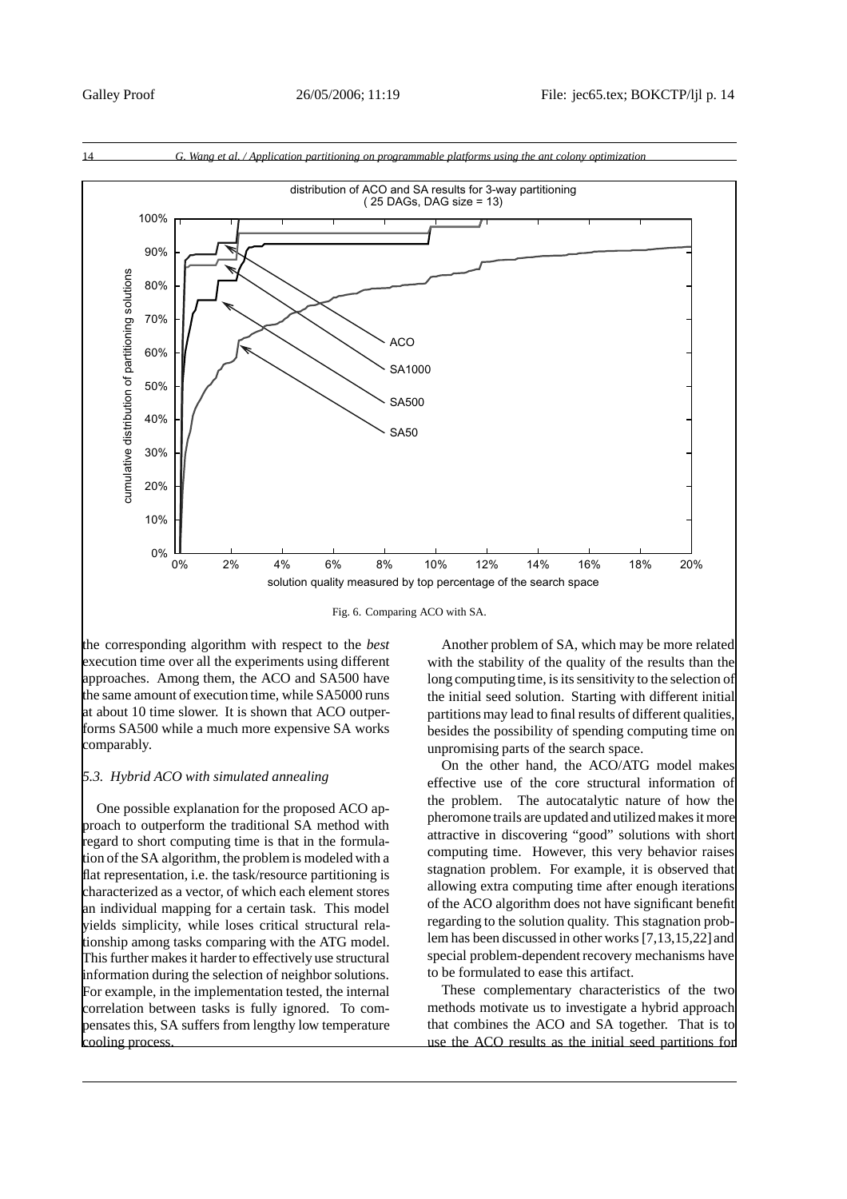Fig. 6. Comparing ACO with SA.

the corresponding algorithm with respect to the *best* execution time over all the experiments using different approaches. Among them, the ACO and SA500 have the same amount of execution time, while SA5000 runs at about 10 time slower. It is shown that ACO outperforms SA500 while a much more expensive SA works comparably.

### *5.3. Hybrid ACO with simulated annealing*

One possible explanation for the proposed ACO approach to outperform the traditional SA method with regard to short computing time is that in the formulation of the SA algorithm, the problem is modeled with a flat representation, i.e. the task/resource partitioning is characterized as a vector, of which each element stores an individual mapping for a certain task. This model yields simplicity, while loses critical structural relationship among tasks comparing with the ATG model. This further makes it harder to effectively use structural information during the selection of neighbor solutions. For example, in the implementation tested, the internal correlation between tasks is fully ignored. To compensates this, SA suffers from lengthy low temperature cooling process.

Another problem of SA, which may be more related with the stability of the quality of the results than the long computing time, is its sensitivity to the selection of the initial seed solution. Starting with different initial partitions may lead to final results of different qualities, besides the possibility of spending computing time on unpromising parts of the search space.

On the other hand, the ACO/ATG model makes effective use of the core structural information of the problem. The autocatalytic nature of how the pheromone trails are updated and utilized makes it more attractive in discovering "good" solutions with short computing time. However, this very behavior raises stagnation problem. For example, it is observed that allowing extra computing time after enough iterations of the ACO algorithm does not have significant benefit regarding to the solution quality. This stagnation problem has been discussed in other works [7,13,15,22] and special problem-dependent recovery mechanisms have to be formulated to ease this artifact.

These complementary characteristics of the two methods motivate us to investigate a hybrid approach that combines the ACO and SA together. That is to use the ACO results as the initial seed partitions for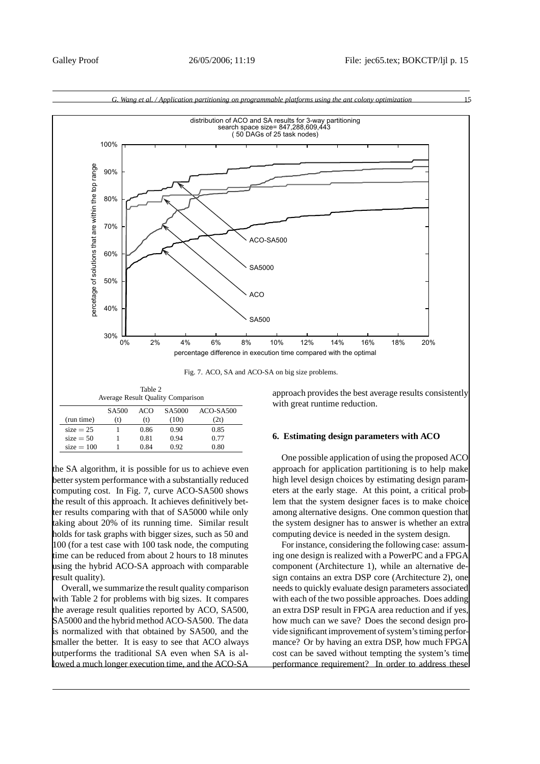Fig. 7. ACO, SA and ACO-SA on big size problems.

Table 2
Average Result Quality Comparison

| (run time) | SA500 (t) | ACO (t) | SA5000 (10t) | ACO-SA500 (2t) |
|---|---|---|---|---|
| size = 25 | 1 | 0.86 | 0.90 | 0.85 |
| size = 50 | 1 | 0.81 | 0.94 | 0.77 |
| size = 100 | 1 | 0.84 | 0.92 | 0.80 |

the SA algorithm, it is possible for us to achieve even better system performance with a substantially reduced computing cost. In Fig. 7, curve ACO-SA500 shows the result of this approach. It achieves definitively better results comparing with that of SA5000 while only taking about 20% of its running time. Similar result holds for task graphs with bigger sizes, such as 50 and 100 (for a test case with 100 task node, the computing time can be reduced from about 2 hours to 18 minutes using the hybrid ACO-SA approach with comparable result quality).

Overall, we summarize the result quality comparison with Table 2 for problems with big sizes. It compares the average result qualities reported by ACO, SA500, SA5000 and the hybrid method ACO-SA500. The data is normalized with that obtained by SA500, and the smaller the better. It is easy to see that ACO always outperforms the traditional SA even when SA is allowed a much longer execution time, and the ACO-SA approach provides the best average results consistently with great runtime reduction.

## 6. Estimating design parameters with ACO

One possible application of using the proposed ACO approach for application partitioning is to help make high level design choices by estimating design parameters at the early stage. At this point, a critical problem that the system designer faces is to make choice among alternative designs. One common question that the system designer has to answer is whether an extra computing device is needed in the system design.

For instance, considering the following case: assuming one design is realized with a PowerPC and a FPGA component (Architecture 1), while an alternative design contains an extra DSP core (Architecture 2), one needs to quickly evaluate design parameters associated with each of the two possible approaches. Does adding an extra DSP result in FPGA area reduction and if yes, how much can we save? Does the second design provide significant improvement of system's timing performance? Or by having an extra DSP, how much FPGA cost can be saved without tempting the system's time performance requirement? In order to address these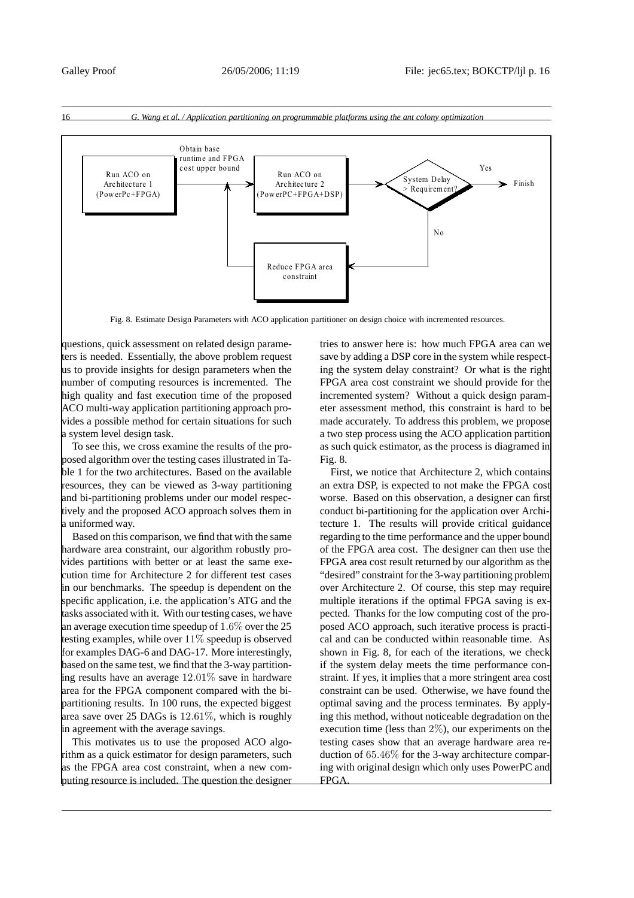Fig. 8. Estimate Design Parameters with ACO application partitioner on design choice with incremented resources.

questions, quick assessment on related design parameters is needed. Essentially, the above problem request us to provide insights for design parameters when the number of computing resources is incremented. The high quality and fast execution time of the proposed ACO multi-way application partitioning approach provides a possible method for certain situations for such a system level design task.

To see this, we cross examine the results of the proposed algorithm over the testing cases illustrated in Table 1 for the two architectures. Based on the available resources, they can be viewed as 3-way partitioning and bi-partitioning problems under our model respectively and the proposed ACO approach solves them in a uniformed way.

Based on this comparison, we find that with the same hardware area constraint, our algorithm robustly provides partitions with better or at least the same execution time for Architecture 2 for different test cases in our benchmarks. The speedup is dependent on the specific application, i.e. the application's ATG and the tasks associated with it. With our testing cases, we have an average execution time speedup of $1.6\%$ over the 25 testing examples, while over $11\%$ speedup is observed for examples DAG-6 and DAG-17. More interestingly, based on the same test, we find that the 3-way partitioning results have an average $12.01\%$ save in hardware area for the FPGA component compared with the bi-partitioning results. In 100 runs, the expected biggest area save over 25 DAGs is $12.61\%$, which is roughly in agreement with the average savings.

This motivates us to use the proposed ACO algorithm as a quick estimator for design parameters, such as the FPGA area cost constraint, when a new computing resource is included. The question the designer tries to answer here is: how much FPGA area can we save by adding a DSP core in the system while respecting the system delay constraint? Or what is the right FPGA area cost constraint we should provide for the incremented system? Without a quick design parameter assessment method, this constraint is hard to be made accurately. To address this problem, we propose a two step process using the ACO application partition as such quick estimator, as the process is diagramed in Fig. 8.

First, we notice that Architecture 2, which contains an extra DSP, is expected to not make the FPGA cost worse. Based on this observation, a designer can first conduct bi-partitioning for the application over Architecture 1. The results will provide critical guidance regarding to the time performance and the upper bound of the FPGA area cost. The designer can then use the FPGA area cost result returned by our algorithm as the "desired" constraint for the 3-way partitioning problem over Architecture 2. Of course, this step may require multiple iterations if the optimal FPGA saving is expected. Thanks for the low computing cost of the proposed ACO approach, such iterative process is practical and can be conducted within reasonable time. As shown in Fig. 8, for each of the iterations, we check if the system delay meets the time performance constraint. If yes, it implies that a more stringent area cost constraint can be used. Otherwise, we have found the optimal saving and the process terminates. By applying this method, without noticeable degradation on the execution time (less than $2\%$), our experiments on the testing cases show that an average hardware area reduction of $65.46\%$ for the 3-way architecture comparing with original design which only uses PowerPC and FPGA.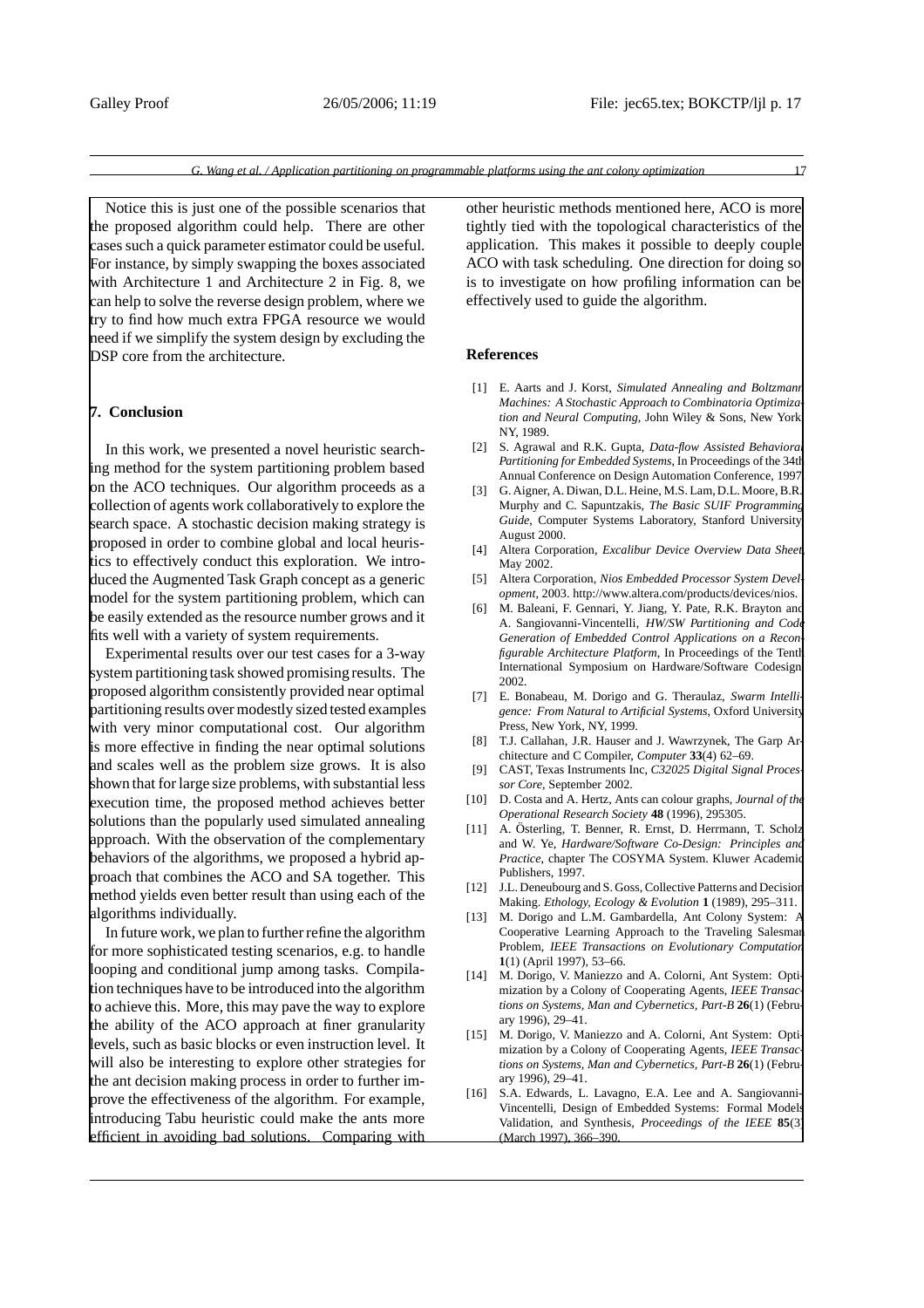Notice this is just one of the possible scenarios that the proposed algorithm could help. There are other cases such a quick parameter estimator could be useful. For instance, by simply swapping the boxes associated with Architecture 1 and Architecture 2 in Fig. 8, we can help to solve the reverse design problem, where we try to find how much extra FPGA resource we would need if we simplify the system design by excluding the DSP core from the architecture.

## 7. Conclusion

In this work, we presented a novel heuristic searching method for the system partitioning problem based on the ACO techniques. Our algorithm proceeds as a collection of agents work collaboratively to explore the search space. A stochastic decision making strategy is proposed in order to combine global and local heuristics to effectively conduct this exploration. We introduced the Augmented Task Graph concept as a generic model for the system partitioning problem, which can be easily extended as the resource number grows and it fits well with a variety of system requirements.

Experimental results over our test cases for a 3-way system partitioning task showed promising results. The proposed algorithm consistently provided near optimal partitioning results over modestly sized tested examples with very minor computational cost. Our algorithm is more effective in finding the near optimal solutions and scales well as the problem size grows. It is also shown that for large size problems, with substantial less execution time, the proposed method achieves better solutions than the popularly used simulated annealing approach. With the observation of the complementary behaviors of the algorithms, we proposed a hybrid approach that combines the ACO and SA together. This method yields even better result than using each of the algorithms individually.

In future work, we plan to further refine the algorithm for more sophisticated testing scenarios, e.g. to handle looping and conditional jump among tasks. Compilation techniques have to be introduced into the algorithm to achieve this. More, this may pave the way to explore the ability of the ACO approach at finer granularity levels, such as basic blocks or even instruction level. It will also be interesting to explore other strategies for the ant decision making process in order to further improve the effectiveness of the algorithm. For example, introducing Tabu heuristic could make the ants more efficient in avoiding bad solutions. Comparing with other heuristic methods mentioned here, ACO is more tightly tied with the topological characteristics of the application. This makes it possible to deeply couple ACO with task scheduling. One direction for doing so is to investigate on how profiling information can be effectively used to guide the algorithm.

## References

[1] E. Aarts and J. Korst, *Simulated Annealing and Boltzmann Machines: A Stochastic Approach to Combinatoria Optimization and Neural Computing*, John Wiley & Sons, New York, NY, 1989.

[2] S. Agrawal and R.K. Gupta, *Data-flow Assisted Behavioral Partitioning for Embedded Systems*, In Proceedings of the 34th Annual Conference on Design Automation Conference, 1997.

[3] G. Aigner, A. Diwan, D.L. Heine, M.S. Lam, D.L. Moore, B.R. Murphy and C. Sapuntzakis, *The Basic SUIF Programming Guide*, Computer Systems Laboratory, Stanford University, August 2000.

[4] Altera Corporation, *Excalibur Device Overview Data Sheet*, May 2002.

[5] Altera Corporation, *Nios Embedded Processor System Development*, 2003. http://www.altera.com/products/devices/nios.

[6] M. Baleani, F. Gennari, Y. Jiang, Y. Pate, R.K. Brayton and A. Sangiovanni-Vincentelli, *HW/SW Partitioning and Code Generation of Embedded Control Applications on a Reconfigurable Architecture Platform*, In Proceedings of the Tenth International Symposium on Hardware/Software Codesign, 2002.

[7] E. Bonabeau, M. Dorigo and G. Theraulaz, *Swarm Intelligence: From Natural to Artificial Systems*, Oxford University Press, New York, NY, 1999.

[8] T.J. Callahan, J.R. Hauser and J. Wawrzynek, The Garp Architecture and C Compiler, *Computer* **33**(4) 62–69.

[9] CAST, Texas Instruments Inc, *C32025 Digital Signal Processor Core*, September 2002.

[10] D. Costa and A. Hertz, Ants can colour graphs, *Journal of the Operational Research Society* **48** (1996), 295305.

[11] A. Österling, T. Benner, R. Ernst, D. Herrmann, T. Scholz and W. Ye, *Hardware/Software Co-Design: Principles and Practice*, chapter The COSYMA System. Kluwer Academic Publishers, 1997.

[12] J.L. Deneubourg and S. Goss, Collective Patterns and Decision Making. *Ethology, Ecology & Evolution* **1** (1989), 295–311.

[13] M. Dorigo and L.M. Gambardella, Ant Colony System: A Cooperative Learning Approach to the Traveling Salesman Problem, *IEEE Transactions on Evolutionary Computation* **1**(1) (April 1997), 53–66.

[14] M. Dorigo, V. Maniezzo and A. Colorni, Ant System: Optimization by a Colony of Cooperating Agents, *IEEE Transactions on Systems, Man and Cybernetics, Part-B* **26**(1) (February 1996), 29–41.

[15] M. Dorigo, V. Maniezzo and A. Colorni, Ant System: Optimization by a Colony of Cooperating Agents, *IEEE Transactions on Systems, Man and Cybernetics, Part-B* **26**(1) (February 1996), 29–41.

[16] S.A. Edwards, L. Lavagno, E.A. Lee and A. Sangiovanni-Vincentelli, Design of Embedded Systems: Formal Models, Validation, and Synthesis, *Proceedings of the IEEE* **85**(3) (March 1997), 366–390.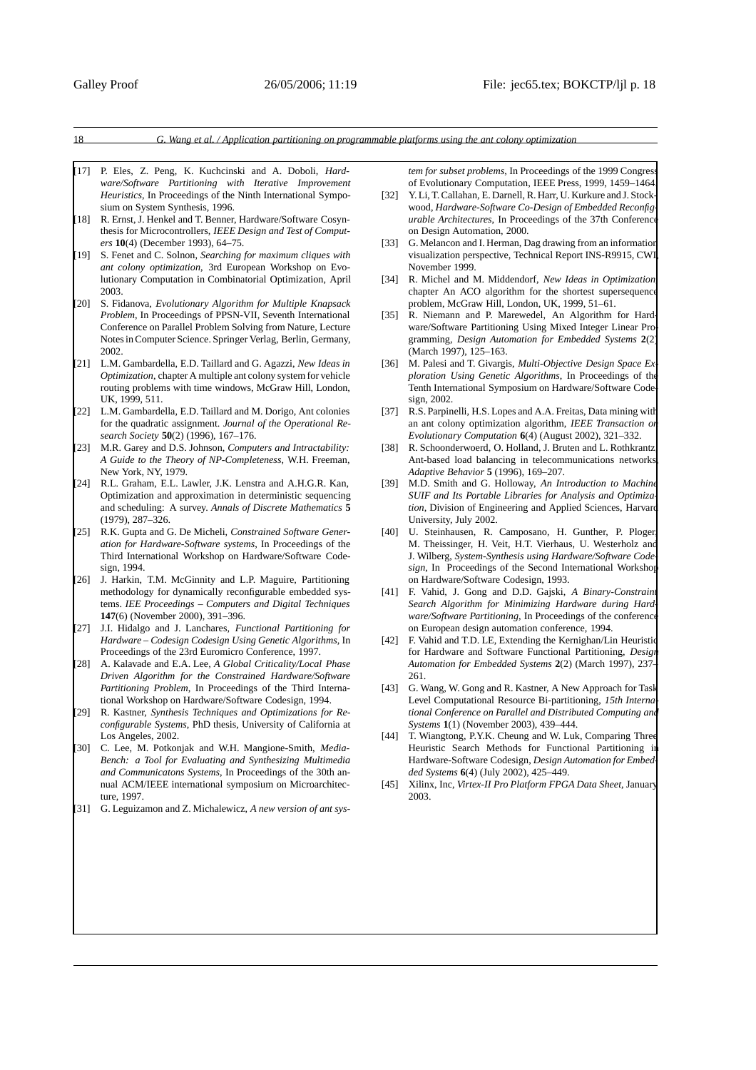[17] P. Eles, Z. Peng, K. Kuchcinski and A. Doboli, *Hardware/Software Partitioning with Iterative Improvement Heuristics*, In Proceedings of the Ninth International Symposium on System Synthesis, 1996.

[18] R. Ernst, J. Henkel and T. Benner, Hardware/Software Cosynthesis for Microcontrollers, *IEEE Design and Test of Computers* **10**(4) (December 1993), 64–75.

[19] S. Fenet and C. Solnon, *Searching for maximum cliques with ant colony optimization*, 3rd European Workshop on Evolutionary Computation in Combinatorial Optimization, April 2003.

[20] S. Fidanova, *Evolutionary Algorithm for Multiple Knapsack Problem*, In Proceedings of PPSN-VII, Seventh International Conference on Parallel Problem Solving from Nature, Lecture Notes in Computer Science. Springer Verlag, Berlin, Germany, 2002.

[21] L.M. Gambardella, E.D. Taillard and G. Agazzi, *New Ideas in Optimization*, chapter A multiple ant colony system for vehicle routing problems with time windows, McGraw Hill, London, UK, 1999, 511.

[22] L.M. Gambardella, E.D. Taillard and M. Dorigo, Ant colonies for the quadratic assignment. *Journal of the Operational Research Society* **50**(2) (1996), 167–176.

[23] M.R. Garey and D.S. Johnson, *Computers and Intractability: A Guide to the Theory of NP-Completeness*, W.H. Freeman, New York, NY, 1979.

[24] R.L. Graham, E.L. Lawler, J.K. Lenstra and A.H.G.R. Kan, Optimization and approximation in deterministic sequencing and scheduling: A survey. *Annals of Discrete Mathematics* **5** (1979), 287–326.

[25] R.K. Gupta and G. De Micheli, *Constrained Software Generation for Hardware-Software systems*, In Proceedings of the Third International Workshop on Hardware/Software Codesign, 1994.

[26] J. Harkin, T.M. McGinnity and L.P. Maguire, Partitioning methodology for dynamically reconfigurable embedded systems. *IEE Proceedings – Computers and Digital Techniques* **147**(6) (November 2000), 391–396.

[27] J.I. Hidalgo and J. Lanchares, *Functional Partitioning for Hardware – Codesign Codesign Using Genetic Algorithms*, In Proceedings of the 23rd Euromicro Conference, 1997.

[28] A. Kalavade and E.A. Lee, *A Global Criticality/Local Phase Driven Algorithm for the Constrained Hardware/Software Partitioning Problem*, In Proceedings of the Third International Workshop on Hardware/Software Codesign, 1994.

[29] R. Kastner, *Synthesis Techniques and Optimizations for Reconfigurable Systems*, PhD thesis, University of California at Los Angeles, 2002.

[30] C. Lee, M. Potkonjak and W.H. Mangione-Smith, *Media-Bench: a Tool for Evaluating and Synthesizing Multimedia and Communicatons Systems*, In Proceedings of the 30th annual ACM/IEEE international symposium on Microarchitecture, 1997.

[31] G. Leguizamon and Z. Michalewicz, *A new version of ant system for subset problems*, In Proceedings of the 1999 Congress of Evolutionary Computation, IEEE Press, 1999, 1459–1464.

[32] Y. Li, T. Callahan, E. Darnell, R. Harr, U. Kurkure and J. Stockwood, *Hardware-Software Co-Design of Embedded Reconfigurable Architectures*, In Proceedings of the 37th Conference on Design Automation, 2000.

[33] G. Melancon and I. Herman, Dag drawing from an information visualization perspective, Technical Report INS-R9915, CWI, November 1999.

[34] R. Michel and M. Middendorf, *New Ideas in Optimization*, chapter An ACO algorithm for the shortest supersequence problem, McGraw Hill, London, UK, 1999, 51–61.

[35] R. Niemann and P. Marewedel, An Algorithm for Hardware/Software Partitioning Using Mixed Integer Linear Programming, *Design Automation for Embedded Systems* **2**(2) (March 1997), 125–163.

[36] M. Palesi and T. Givargis, *Multi-Objective Design Space Exploration Using Genetic Algorithms*, In Proceedings of the Tenth International Symposium on Hardware/Software Codesign, 2002.

[37] R.S. Parpinelli, H.S. Lopes and A.A. Freitas, Data mining with an ant colony optimization algorithm, *IEEE Transaction on Evolutionary Computation* **6**(4) (August 2002), 321–332.

[38] R. Schoonderwoerd, O. Holland, J. Bruten and L. Rothkrantz, Ant-based load balancing in telecommunications networks, *Adaptive Behavior* **5** (1996), 169–207.

[39] M.D. Smith and G. Holloway, *An Introduction to Machine SUIF and Its Portable Libraries for Analysis and Optimization*, Division of Engineering and Applied Sciences, Harvard University, July 2002.

[40] U. Steinhausen, R. Camposano, H. Gunther, P. Ploger, M. Theissinger, H. Veit, H.T. Vierhaus, U. Westerholz and J. Wilberg, *System-Synthesis using Hardware/Software Codesign*, In Proceedings of the Second International Workshop on Hardware/Software Codesign, 1993.

[41] F. Vahid, J. Gong and D.D. Gajski, *A Binary-Constraint Search Algorithm for Minimizing Hardware during Hardware/Software Partitioning*, In Proceedings of the conference on European design automation conference, 1994.

[42] F. Vahid and T.D. LE, Extending the Kernighan/Lin Heuristic for Hardware and Software Functional Partitioning, *Design Automation for Embedded Systems* **2**(2) (March 1997), 237–261.

[43] G. Wang, W. Gong and R. Kastner, A New Approach for Task Level Computational Resource Bi-partitioning, *15th International Conference on Parallel and Distributed Computing and Systems* **1**(1) (November 2003), 439–444.

[44] T. Wiangtong, P.Y.K. Cheung and W. Luk, Comparing Three Heuristic Search Methods for Functional Partitioning in Hardware-Software Codesign, *Design Automation for Embedded Systems* **6**(4) (July 2002), 425–449.

[45] Xilinx, Inc, *Virtex-II Pro Platform FPGA Data Sheet*, January 2003.